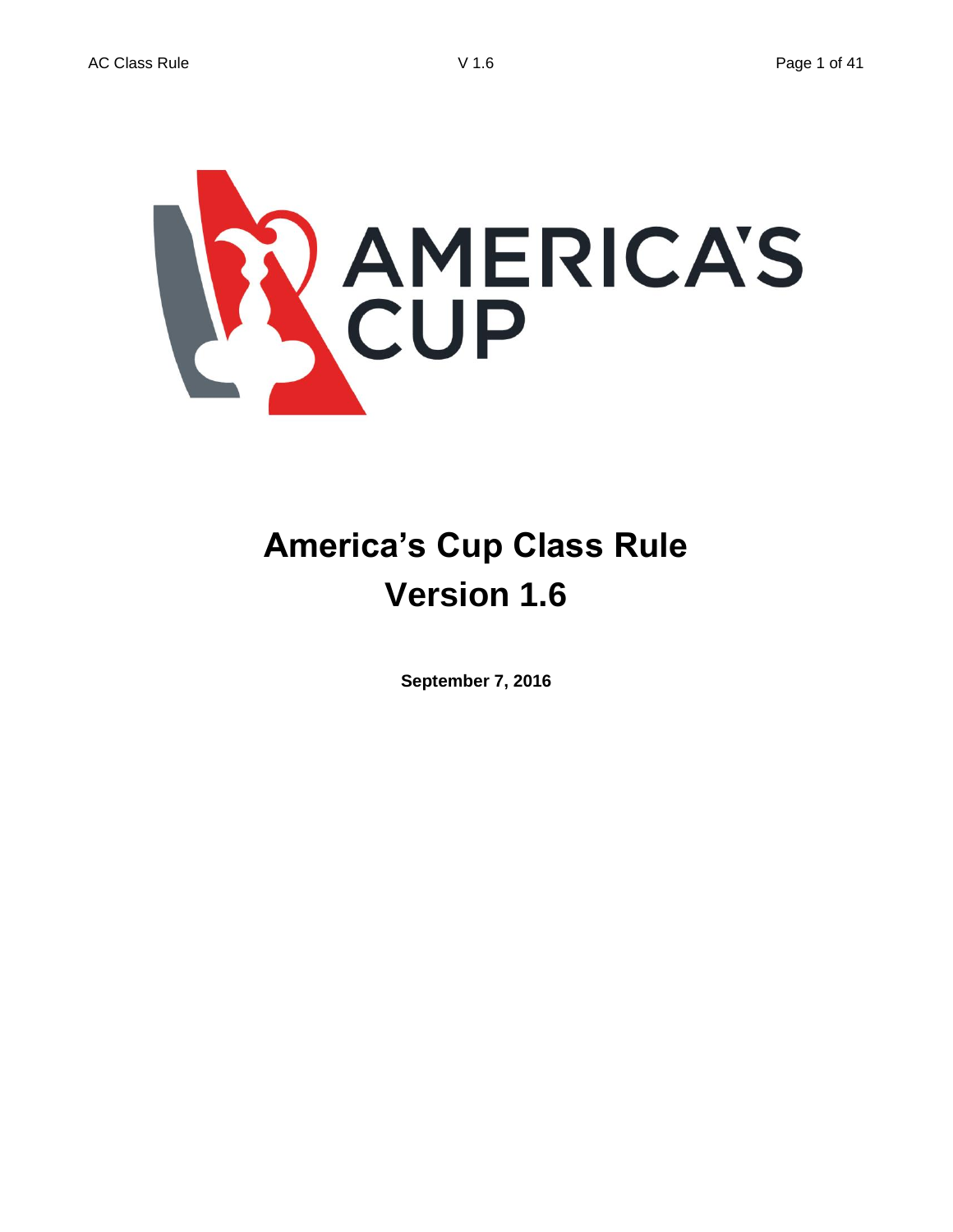# America's Cup Class Rule
# Version 1.6

**September 7, 2016**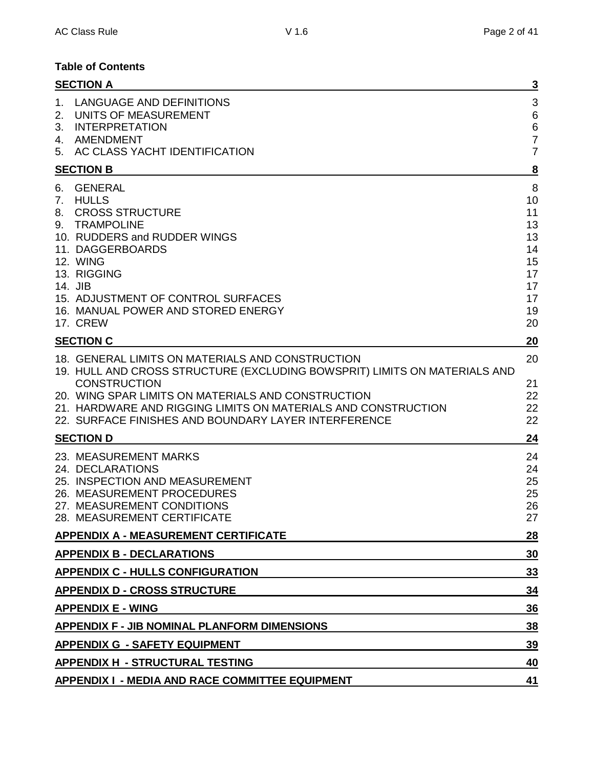**Table of Contents**

| | |
|---|---|
| **SECTION A** | **3** |
| 1. LANGUAGE AND DEFINITIONS | 3 |
| 2. UNITS OF MEASUREMENT | 6 |
| 3. INTERPRETATION | 6 |
| 4. AMENDMENT | 7 |
| 5. AC CLASS YACHT IDENTIFICATION | 7 |
| **SECTION B** | **8** |
| 6. GENERAL | 8 |
| 7. HULLS | 10 |
| 8. CROSS STRUCTURE | 11 |
| 9. TRAMPOLINE | 13 |
| 10. RUDDERS and RUDDER WINGS | 13 |
| 11. DAGGERBOARDS | 14 |
| 12. WING | 15 |
| 13. RIGGING | 17 |
| 14. JIB | 17 |
| 15. ADJUSTMENT OF CONTROL SURFACES | 17 |
| 16. MANUAL POWER AND STORED ENERGY | 19 |
| 17. CREW | 20 |
| **SECTION C** | **20** |
| 18. GENERAL LIMITS ON MATERIALS AND CONSTRUCTION | 20 |
| 19. HULL AND CROSS STRUCTURE (EXCLUDING BOWSPRIT) LIMITS ON MATERIALS AND CONSTRUCTION | 21 |
| 20. WING SPAR LIMITS ON MATERIALS AND CONSTRUCTION | 22 |
| 21. HARDWARE AND RIGGING LIMITS ON MATERIALS AND CONSTRUCTION | 22 |
| 22. SURFACE FINISHES AND BOUNDARY LAYER INTERFERENCE | 22 |
| **SECTION D** | **24** |
| 23. MEASUREMENT MARKS | 24 |
| 24. DECLARATIONS | 24 |
| 25. INSPECTION AND MEASUREMENT | 25 |
| 26. MEASUREMENT PROCEDURES | 25 |
| 27. MEASUREMENT CONDITIONS | 26 |
| 28. MEASUREMENT CERTIFICATE | 27 |
| **APPENDIX A - MEASUREMENT CERTIFICATE** | **28** |
| **APPENDIX B - DECLARATIONS** | **30** |
| **APPENDIX C - HULLS CONFIGURATION** | **33** |
| **APPENDIX D - CROSS STRUCTURE** | **34** |
| **APPENDIX E - WING** | **36** |
| **APPENDIX F - JIB NOMINAL PLANFORM DIMENSIONS** | **38** |
| **APPENDIX G - SAFETY EQUIPMENT** | **39** |
| **APPENDIX H - STRUCTURAL TESTING** | **40** |
| **APPENDIX I - MEDIA AND RACE COMMITTEE EQUIPMENT** | **41** |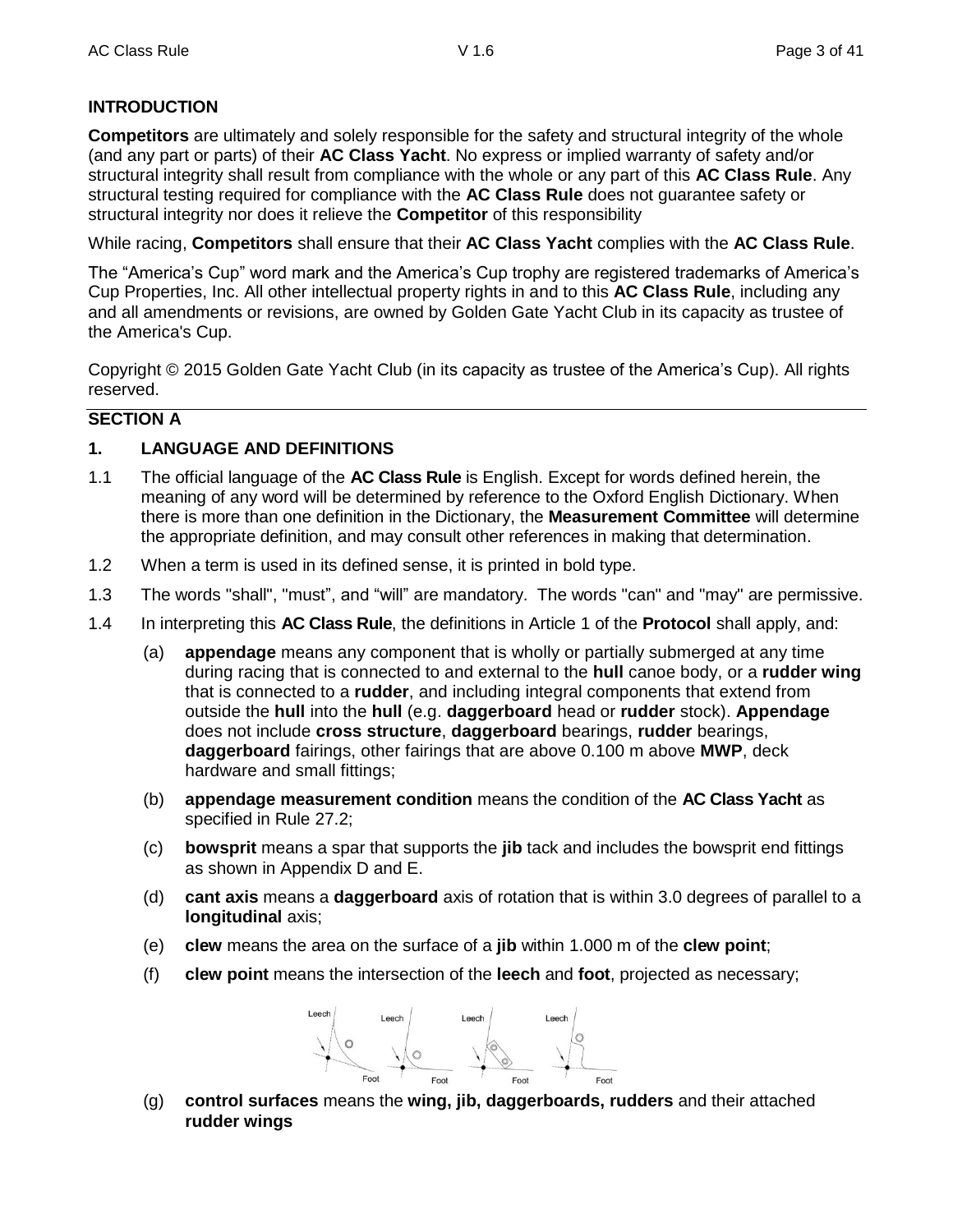## INTRODUCTION

**Competitors** are ultimately and solely responsible for the safety and structural integrity of the whole (and any part or parts) of their **AC Class Yacht**. No express or implied warranty of safety and/or structural integrity shall result from compliance with the whole or any part of this **AC Class Rule**. Any structural testing required for compliance with the **AC Class Rule** does not guarantee safety or structural integrity nor does it relieve the **Competitor** of this responsibility

While racing, **Competitors** shall ensure that their **AC Class Yacht** complies with the **AC Class Rule**.

The "America's Cup" word mark and the America's Cup trophy are registered trademarks of America's Cup Properties, Inc. All other intellectual property rights in and to this **AC Class Rule**, including any and all amendments or revisions, are owned by Golden Gate Yacht Club in its capacity as trustee of the America's Cup.

Copyright © 2015 Golden Gate Yacht Club (in its capacity as trustee of the America's Cup). All rights reserved.

## SECTION A

### 1. LANGUAGE AND DEFINITIONS

1.1 The official language of the **AC Class Rule** is English. Except for words defined herein, the meaning of any word will be determined by reference to the Oxford English Dictionary. When there is more than one definition in the Dictionary, the **Measurement Committee** will determine the appropriate definition, and may consult other references in making that determination.

1.2 When a term is used in its defined sense, it is printed in bold type.

1.3 The words "shall", "must", and "will" are mandatory. The words "can" and "may" are permissive.

1.4 In interpreting this **AC Class Rule**, the definitions in Article 1 of the **Protocol** shall apply, and:

(a) **appendage** means any component that is wholly or partially submerged at any time during racing that is connected to and external to the **hull** canoe body, or a **rudder wing** that is connected to a **rudder**, and including integral components that extend from outside the **hull** into the **hull** (e.g. **daggerboard** head or **rudder** stock). **Appendage** does not include **cross structure**, **daggerboard** bearings, **rudder** bearings, **daggerboard** fairings, other fairings that are above 0.100 m above **MWP**, deck hardware and small fittings;

(b) **appendage measurement condition** means the condition of the **AC Class Yacht** as specified in Rule 27.2;

(c) **bowsprit** means a spar that supports the **jib** tack and includes the bowsprit end fittings as shown in Appendix D and E.

(d) **cant axis** means a **daggerboard** axis of rotation that is within 3.0 degrees of parallel to a **longitudinal** axis;

(e) **clew** means the area on the surface of a **jib** within 1.000 m of the **clew point**;

(f) **clew point** means the intersection of the **leech** and **foot**, projected as necessary;

(g) **control surfaces** means the **wing, jib, daggerboards, rudders** and their attached **rudder wings**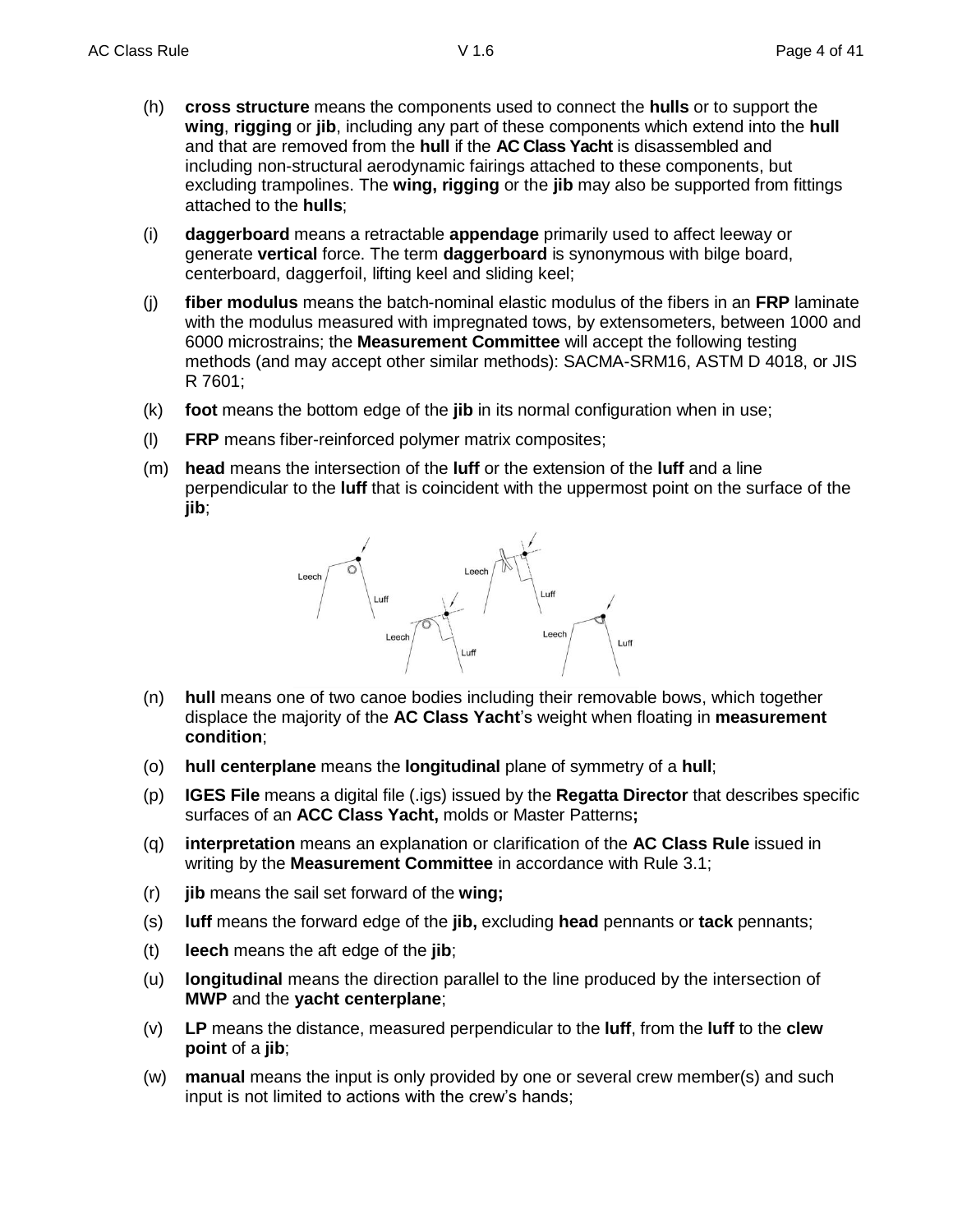(h) **cross structure** means the components used to connect the **hulls** or to support the **wing**, **rigging** or **jib**, including any part of these components which extend into the **hull** and that are removed from the **hull** if the **AC Class Yacht** is disassembled and including non-structural aerodynamic fairings attached to these components, but excluding trampolines. The **wing, rigging** or the **jib** may also be supported from fittings attached to the **hulls**;

(i) **daggerboard** means a retractable **appendage** primarily used to affect leeway or generate **vertical** force. The term **daggerboard** is synonymous with bilge board, centerboard, daggerfoil, lifting keel and sliding keel;

(j) **fiber modulus** means the batch-nominal elastic modulus of the fibers in an **FRP** laminate with the modulus measured with impregnated tows, by extensometers, between 1000 and 6000 microstrains; the **Measurement Committee** will accept the following testing methods (and may accept other similar methods): SACMA-SRM16, ASTM D 4018, or JIS R 7601;

(k) **foot** means the bottom edge of the **jib** in its normal configuration when in use;

(l) **FRP** means fiber-reinforced polymer matrix composites;

(m) **head** means the intersection of the **luff** or the extension of the **luff** and a line perpendicular to the **luff** that is coincident with the uppermost point on the surface of the **jib**;

(n) **hull** means one of two canoe bodies including their removable bows, which together displace the majority of the **AC Class Yacht**'s weight when floating in **measurement condition**;

(o) **hull centerplane** means the **longitudinal** plane of symmetry of a **hull**;

(p) **IGES File** means a digital file (.igs) issued by the **Regatta Director** that describes specific surfaces of an **ACC Class Yacht,** molds or Master Patterns**;**

(q) **interpretation** means an explanation or clarification of the **AC Class Rule** issued in writing by the **Measurement Committee** in accordance with Rule 3.1;

(r) **jib** means the sail set forward of the **wing;**

(s) **luff** means the forward edge of the **jib,** excluding **head** pennants or **tack** pennants;

(t) **leech** means the aft edge of the **jib**;

(u) **longitudinal** means the direction parallel to the line produced by the intersection of **MWP** and the **yacht centerplane**;

(v) **LP** means the distance, measured perpendicular to the **luff**, from the **luff** to the **clew point** of a **jib**;

(w) **manual** means the input is only provided by one or several crew member(s) and such input is not limited to actions with the crew's hands;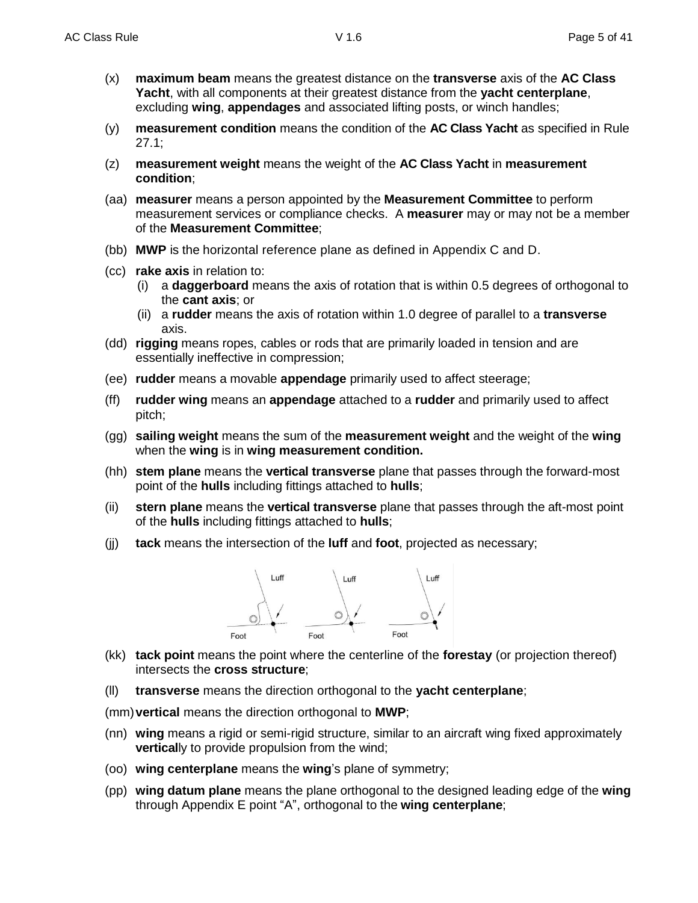(x) **maximum beam** means the greatest distance on the **transverse** axis of the **AC Class Yacht**, with all components at their greatest distance from the **yacht centerplane**, excluding **wing**, **appendages** and associated lifting posts, or winch handles;

(y) **measurement condition** means the condition of the **AC Class Yacht** as specified in Rule 27.1;

(z) **measurement weight** means the weight of the **AC Class Yacht** in **measurement condition**;

(aa) **measurer** means a person appointed by the **Measurement Committee** to perform measurement services or compliance checks. A **measurer** may or may not be a member of the **Measurement Committee**;

(bb) **MWP** is the horizontal reference plane as defined in Appendix C and D.

(cc) **rake axis** in relation to:
   (i) a **daggerboard** means the axis of rotation that is within 0.5 degrees of orthogonal to the **cant axis**; or
   (ii) a **rudder** means the axis of rotation within 1.0 degree of parallel to a **transverse** axis.

(dd) **rigging** means ropes, cables or rods that are primarily loaded in tension and are essentially ineffective in compression;

(ee) **rudder** means a movable **appendage** primarily used to affect steerage;

(ff) **rudder wing** means an **appendage** attached to a **rudder** and primarily used to affect pitch;

(gg) **sailing weight** means the sum of the **measurement weight** and the weight of the **wing** when the **wing** is in **wing measurement condition.**

(hh) **stem plane** means the **vertical transverse** plane that passes through the forward-most point of the **hulls** including fittings attached to **hulls**;

(ii) **stern plane** means the **vertical transverse** plane that passes through the aft-most point of the **hulls** including fittings attached to **hulls**;

(jj) **tack** means the intersection of the **luff** and **foot**, projected as necessary;

(kk) **tack point** means the point where the centerline of the **forestay** (or projection thereof) intersects the **cross structure**;

(ll) **transverse** means the direction orthogonal to the **yacht centerplane**;

(mm) **vertical** means the direction orthogonal to **MWP**;

(nn) **wing** means a rigid or semi-rigid structure, similar to an aircraft wing fixed approximately **vertical**ly to provide propulsion from the wind;

(oo) **wing centerplane** means the **wing**'s plane of symmetry;

(pp) **wing datum plane** means the plane orthogonal to the designed leading edge of the **wing** through Appendix E point "A", orthogonal to the **wing centerplane**;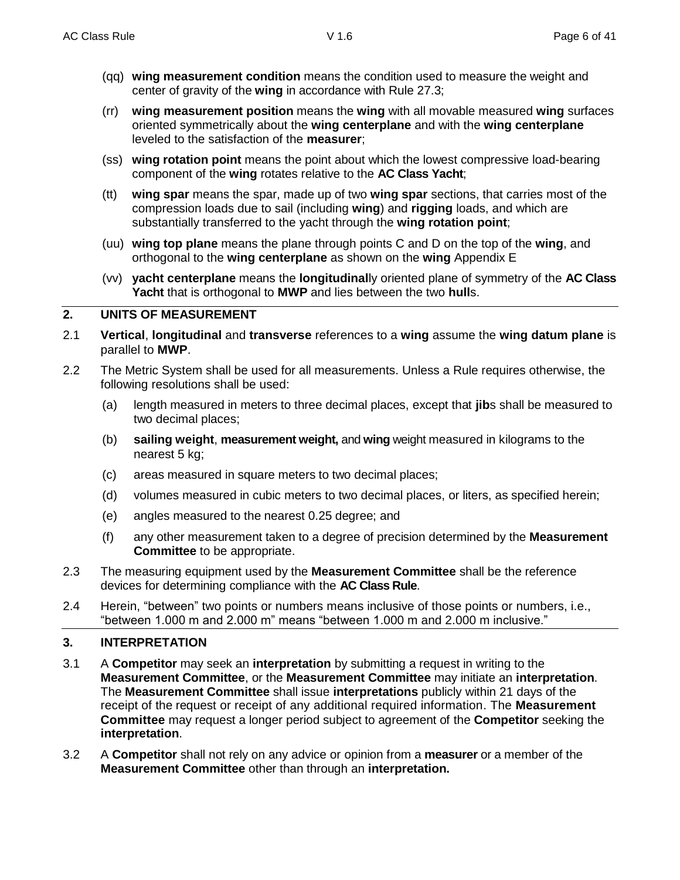(qq) **wing measurement condition** means the condition used to measure the weight and center of gravity of the **wing** in accordance with Rule 27.3;

(rr) **wing measurement position** means the **wing** with all movable measured **wing** surfaces oriented symmetrically about the **wing centerplane** and with the **wing centerplane** leveled to the satisfaction of the **measurer**;

(ss) **wing rotation point** means the point about which the lowest compressive load-bearing component of the **wing** rotates relative to the **AC Class Yacht**;

(tt) **wing spar** means the spar, made up of two **wing spar** sections, that carries most of the compression loads due to sail (including **wing**) and **rigging** loads, and which are substantially transferred to the yacht through the **wing rotation point**;

(uu) **wing top plane** means the plane through points C and D on the top of the **wing**, and orthogonal to the **wing centerplane** as shown on the **wing** Appendix E

(vv) **yacht centerplane** means the **longitudinal**ly oriented plane of symmetry of the **AC Class Yacht** that is orthogonal to **MWP** and lies between the two **hull**s.

## 2. UNITS OF MEASUREMENT

2.1 **Vertical**, **longitudinal** and **transverse** references to a **wing** assume the **wing datum plane** is parallel to **MWP**.

2.2 The Metric System shall be used for all measurements. Unless a Rule requires otherwise, the following resolutions shall be used:

(a) length measured in meters to three decimal places, except that **jib**s shall be measured to two decimal places;

(b) **sailing weight**, **measurement weight,** and **wing** weight measured in kilograms to the nearest 5 kg;

(c) areas measured in square meters to two decimal places;

(d) volumes measured in cubic meters to two decimal places, or liters, as specified herein;

(e) angles measured to the nearest 0.25 degree; and

(f) any other measurement taken to a degree of precision determined by the **Measurement Committee** to be appropriate.

2.3 The measuring equipment used by the **Measurement Committee** shall be the reference devices for determining compliance with the **AC Class Rule**.

2.4 Herein, "between" two points or numbers means inclusive of those points or numbers, i.e., "between 1.000 m and 2.000 m" means "between 1.000 m and 2.000 m inclusive."

## 3. INTERPRETATION

3.1 A **Competitor** may seek an **interpretation** by submitting a request in writing to the **Measurement Committee**, or the **Measurement Committee** may initiate an **interpretation**. The **Measurement Committee** shall issue **interpretations** publicly within 21 days of the receipt of the request or receipt of any additional required information. The **Measurement Committee** may request a longer period subject to agreement of the **Competitor** seeking the **interpretation**.

3.2 A **Competitor** shall not rely on any advice or opinion from a **measurer** or a member of the **Measurement Committee** other than through an **interpretation.**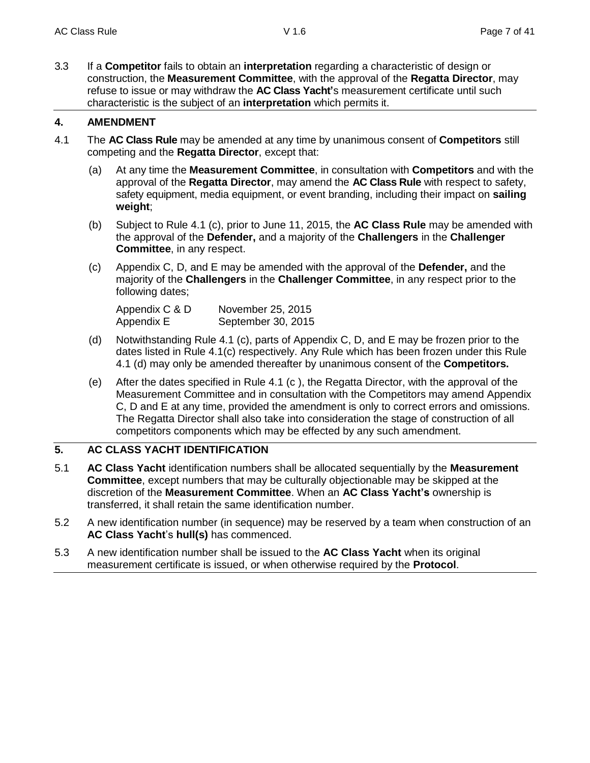3.3 If a **Competitor** fails to obtain an **interpretation** regarding a characteristic of design or construction, the **Measurement Committee**, with the approval of the **Regatta Director**, may refuse to issue or may withdraw the **AC Class Yacht'**s measurement certificate until such characteristic is the subject of an **interpretation** which permits it.

## 4. AMENDMENT

4.1 The **AC Class Rule** may be amended at any time by unanimous consent of **Competitors** still competing and the **Regatta Director**, except that:

(a) At any time the **Measurement Committee**, in consultation with **Competitors** and with the approval of the **Regatta Director**, may amend the **AC Class Rule** with respect to safety, safety equipment, media equipment, or event branding, including their impact on **sailing weight**;

(b) Subject to Rule 4.1 (c), prior to June 11, 2015, the **AC Class Rule** may be amended with the approval of the **Defender,** and a majority of the **Challengers** in the **Challenger Committee**, in any respect.

(c) Appendix C, D, and E may be amended with the approval of the **Defender,** and the majority of the **Challengers** in the **Challenger Committee**, in any respect prior to the following dates;

| | |
|---|---|
| Appendix C & D | November 25, 2015 |
| Appendix E | September 30, 2015 |

(d) Notwithstanding Rule 4.1 (c), parts of Appendix C, D, and E may be frozen prior to the dates listed in Rule 4.1(c) respectively. Any Rule which has been frozen under this Rule 4.1 (d) may only be amended thereafter by unanimous consent of the **Competitors.**

(e) After the dates specified in Rule 4.1 (c ), the Regatta Director, with the approval of the Measurement Committee and in consultation with the Competitors may amend Appendix C, D and E at any time, provided the amendment is only to correct errors and omissions. The Regatta Director shall also take into consideration the stage of construction of all competitors components which may be effected by any such amendment.

## 5. AC CLASS YACHT IDENTIFICATION

5.1 **AC Class Yacht** identification numbers shall be allocated sequentially by the **Measurement Committee**, except numbers that may be culturally objectionable may be skipped at the discretion of the **Measurement Committee**. When an **AC Class Yacht's** ownership is transferred, it shall retain the same identification number.

5.2 A new identification number (in sequence) may be reserved by a team when construction of an **AC Class Yacht**'s **hull(s)** has commenced.

5.3 A new identification number shall be issued to the **AC Class Yacht** when its original measurement certificate is issued, or when otherwise required by the **Protocol**.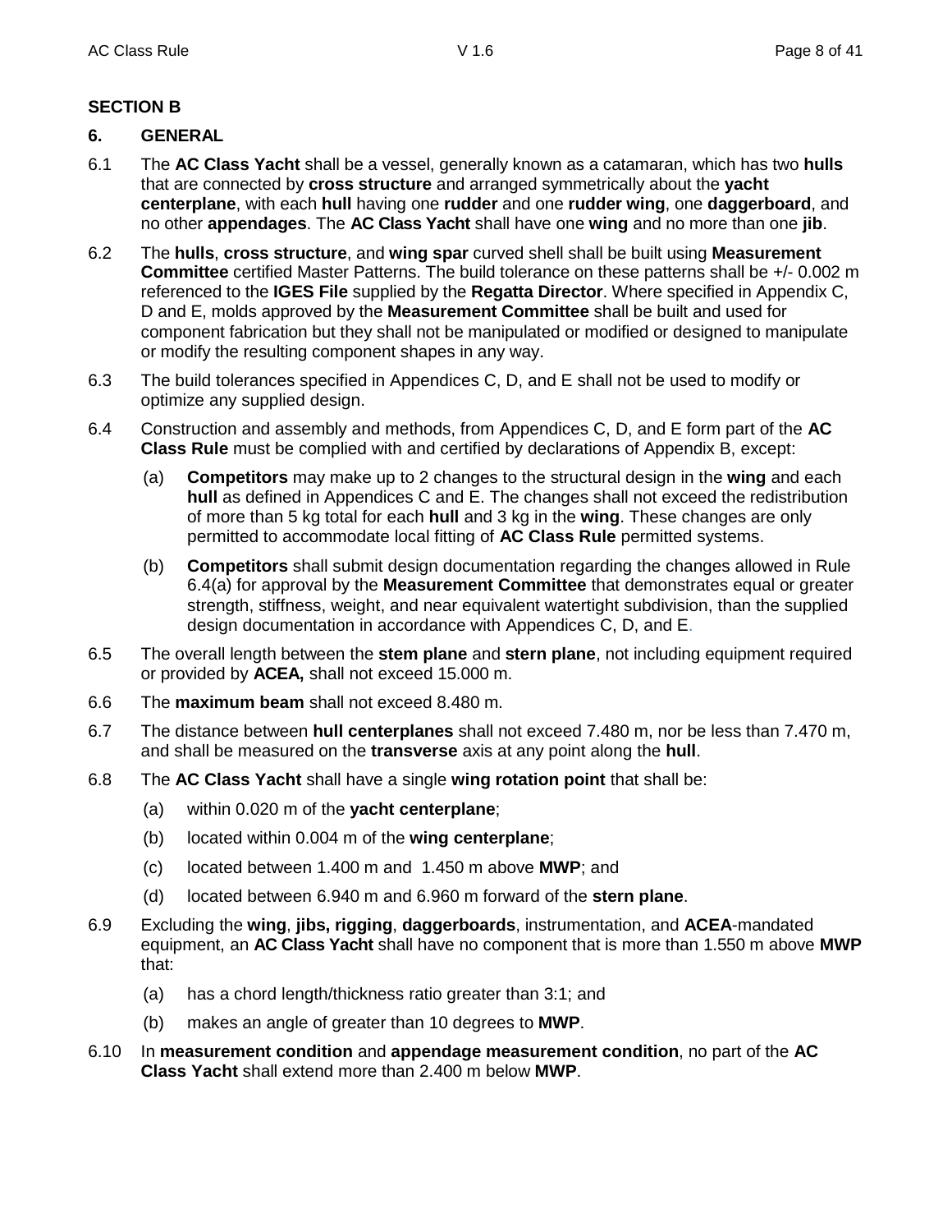## SECTION B

### 6. GENERAL

6.1 The **AC Class Yacht** shall be a vessel, generally known as a catamaran, which has two **hulls** that are connected by **cross structure** and arranged symmetrically about the **yacht centerplane**, with each **hull** having one **rudder** and one **rudder wing**, one **daggerboard**, and no other **appendages**. The **AC Class Yacht** shall have one **wing** and no more than one **jib**.

6.2 The **hulls**, **cross structure**, and **wing spar** curved shell shall be built using **Measurement Committee** certified Master Patterns. The build tolerance on these patterns shall be +/- 0.002 m referenced to the **IGES File** supplied by the **Regatta Director**. Where specified in Appendix C, D and E, molds approved by the **Measurement Committee** shall be built and used for component fabrication but they shall not be manipulated or modified or designed to manipulate or modify the resulting component shapes in any way.

6.3 The build tolerances specified in Appendices C, D, and E shall not be used to modify or optimize any supplied design.

6.4 Construction and assembly and methods, from Appendices C, D, and E form part of the **AC Class Rule** must be complied with and certified by declarations of Appendix B, except:

(a) **Competitors** may make up to 2 changes to the structural design in the **wing** and each **hull** as defined in Appendices C and E. The changes shall not exceed the redistribution of more than 5 kg total for each **hull** and 3 kg in the **wing**. These changes are only permitted to accommodate local fitting of **AC Class Rule** permitted systems.

(b) **Competitors** shall submit design documentation regarding the changes allowed in Rule 6.4(a) for approval by the **Measurement Committee** that demonstrates equal or greater strength, stiffness, weight, and near equivalent watertight subdivision, than the supplied design documentation in accordance with Appendices C, D, and E.

6.5 The overall length between the **stem plane** and **stern plane**, not including equipment required or provided by **ACEA,** shall not exceed 15.000 m.

6.6 The **maximum beam** shall not exceed 8.480 m.

6.7 The distance between **hull centerplanes** shall not exceed 7.480 m, nor be less than 7.470 m, and shall be measured on the **transverse** axis at any point along the **hull**.

6.8 The **AC Class Yacht** shall have a single **wing rotation point** that shall be:

(a) within 0.020 m of the **yacht centerplane**;

(b) located within 0.004 m of the **wing centerplane**;

(c) located between 1.400 m and 1.450 m above **MWP**; and

(d) located between 6.940 m and 6.960 m forward of the **stern plane**.

6.9 Excluding the **wing**, **jibs, rigging**, **daggerboards**, instrumentation, and **ACEA**-mandated equipment, an **AC Class Yacht** shall have no component that is more than 1.550 m above **MWP** that:

(a) has a chord length/thickness ratio greater than 3:1; and

(b) makes an angle of greater than 10 degrees to **MWP**.

6.10 In **measurement condition** and **appendage measurement condition**, no part of the **AC Class Yacht** shall extend more than 2.400 m below **MWP**.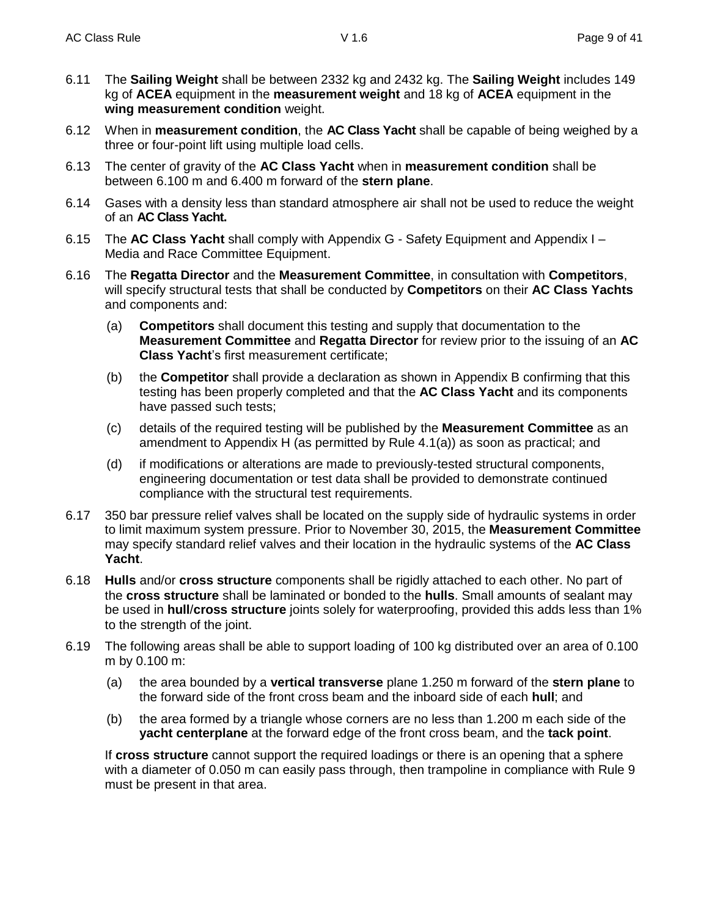6.11 The **Sailing Weight** shall be between 2332 kg and 2432 kg. The **Sailing Weight** includes 149 kg of **ACEA** equipment in the **measurement weight** and 18 kg of **ACEA** equipment in the **wing measurement condition** weight.

6.12 When in **measurement condition**, the **AC Class Yacht** shall be capable of being weighed by a three or four-point lift using multiple load cells.

6.13 The center of gravity of the **AC Class Yacht** when in **measurement condition** shall be between 6.100 m and 6.400 m forward of the **stern plane**.

6.14 Gases with a density less than standard atmosphere air shall not be used to reduce the weight of an **AC Class Yacht.**

6.15 The **AC Class Yacht** shall comply with Appendix G - Safety Equipment and Appendix I – Media and Race Committee Equipment.

6.16 The **Regatta Director** and the **Measurement Committee**, in consultation with **Competitors**, will specify structural tests that shall be conducted by **Competitors** on their **AC Class Yachts** and components and:

(a) **Competitors** shall document this testing and supply that documentation to the **Measurement Committee** and **Regatta Director** for review prior to the issuing of an **AC Class Yacht**'s first measurement certificate;

(b) the **Competitor** shall provide a declaration as shown in Appendix B confirming that this testing has been properly completed and that the **AC Class Yacht** and its components have passed such tests;

(c) details of the required testing will be published by the **Measurement Committee** as an amendment to Appendix H (as permitted by Rule 4.1(a)) as soon as practical; and

(d) if modifications or alterations are made to previously-tested structural components, engineering documentation or test data shall be provided to demonstrate continued compliance with the structural test requirements.

6.17 350 bar pressure relief valves shall be located on the supply side of hydraulic systems in order to limit maximum system pressure. Prior to November 30, 2015, the **Measurement Committee** may specify standard relief valves and their location in the hydraulic systems of the **AC Class Yacht**.

6.18 **Hulls** and/or **cross structure** components shall be rigidly attached to each other. No part of the **cross structure** shall be laminated or bonded to the **hulls**. Small amounts of sealant may be used in **hull**/**cross structure** joints solely for waterproofing, provided this adds less than 1% to the strength of the joint.

6.19 The following areas shall be able to support loading of 100 kg distributed over an area of 0.100 m by 0.100 m:

(a) the area bounded by a **vertical transverse** plane 1.250 m forward of the **stern plane** to the forward side of the front cross beam and the inboard side of each **hull**; and

(b) the area formed by a triangle whose corners are no less than 1.200 m each side of the **yacht centerplane** at the forward edge of the front cross beam, and the **tack point**.

If **cross structure** cannot support the required loadings or there is an opening that a sphere with a diameter of 0.050 m can easily pass through, then trampoline in compliance with Rule 9 must be present in that area.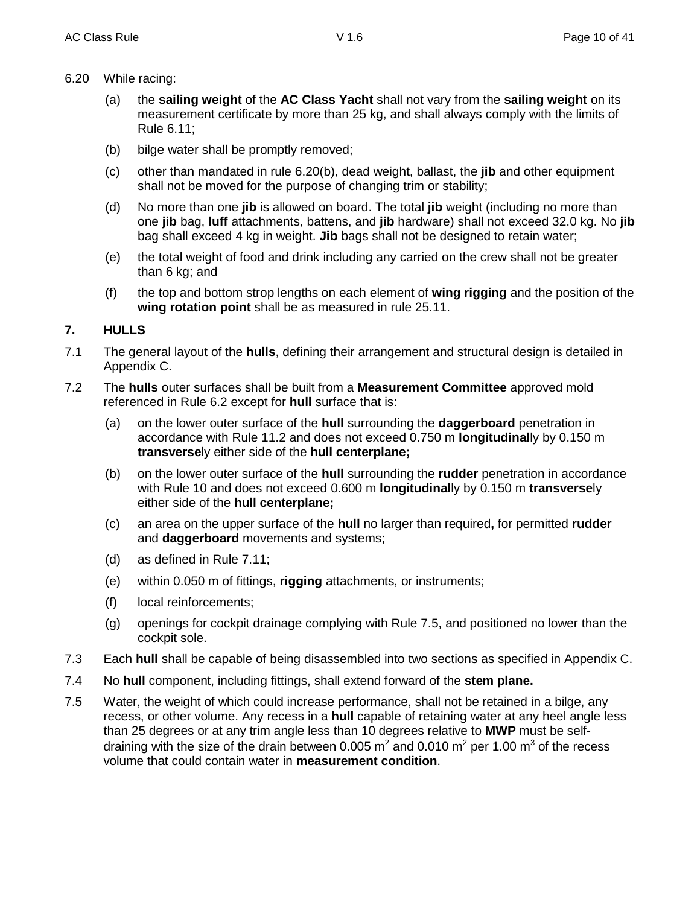6.20 While racing:

(a) the **sailing weight** of the **AC Class Yacht** shall not vary from the **sailing weight** on its measurement certificate by more than 25 kg, and shall always comply with the limits of Rule 6.11;

(b) bilge water shall be promptly removed;

(c) other than mandated in rule 6.20(b), dead weight, ballast, the **jib** and other equipment shall not be moved for the purpose of changing trim or stability;

(d) No more than one **jib** is allowed on board. The total **jib** weight (including no more than one **jib** bag, **luff** attachments, battens, and **jib** hardware) shall not exceed 32.0 kg. No **jib** bag shall exceed 4 kg in weight. **Jib** bags shall not be designed to retain water;

(e) the total weight of food and drink including any carried on the crew shall not be greater than 6 kg; and

(f) the top and bottom strop lengths on each element of **wing rigging** and the position of the **wing rotation point** shall be as measured in rule 25.11.

## 7. HULLS

7.1 The general layout of the **hulls**, defining their arrangement and structural design is detailed in Appendix C.

7.2 The **hulls** outer surfaces shall be built from a **Measurement Committee** approved mold referenced in Rule 6.2 except for **hull** surface that is:

(a) on the lower outer surface of the **hull** surrounding the **daggerboard** penetration in accordance with Rule 11.2 and does not exceed 0.750 m **longitudinal**ly by 0.150 m **transverse**ly either side of the **hull centerplane;**

(b) on the lower outer surface of the **hull** surrounding the **rudder** penetration in accordance with Rule 10 and does not exceed 0.600 m **longitudinal**ly by 0.150 m **transverse**ly either side of the **hull centerplane;**

(c) an area on the upper surface of the **hull** no larger than required**,** for permitted **rudder** and **daggerboard** movements and systems;

(d) as defined in Rule 7.11;

(e) within 0.050 m of fittings, **rigging** attachments, or instruments;

(f) local reinforcements;

(g) openings for cockpit drainage complying with Rule 7.5, and positioned no lower than the cockpit sole.

7.3 Each **hull** shall be capable of being disassembled into two sections as specified in Appendix C.

7.4 No **hull** component, including fittings, shall extend forward of the **stem plane.**

7.5 Water, the weight of which could increase performance, shall not be retained in a bilge, any recess, or other volume. Any recess in a **hull** capable of retaining water at any heel angle less than 25 degrees or at any trim angle less than 10 degrees relative to **MWP** must be self-draining with the size of the drain between 0.005 $m^2$ and 0.010 $m^2$ per 1.00 $m^3$ of the recess volume that could contain water in **measurement condition**.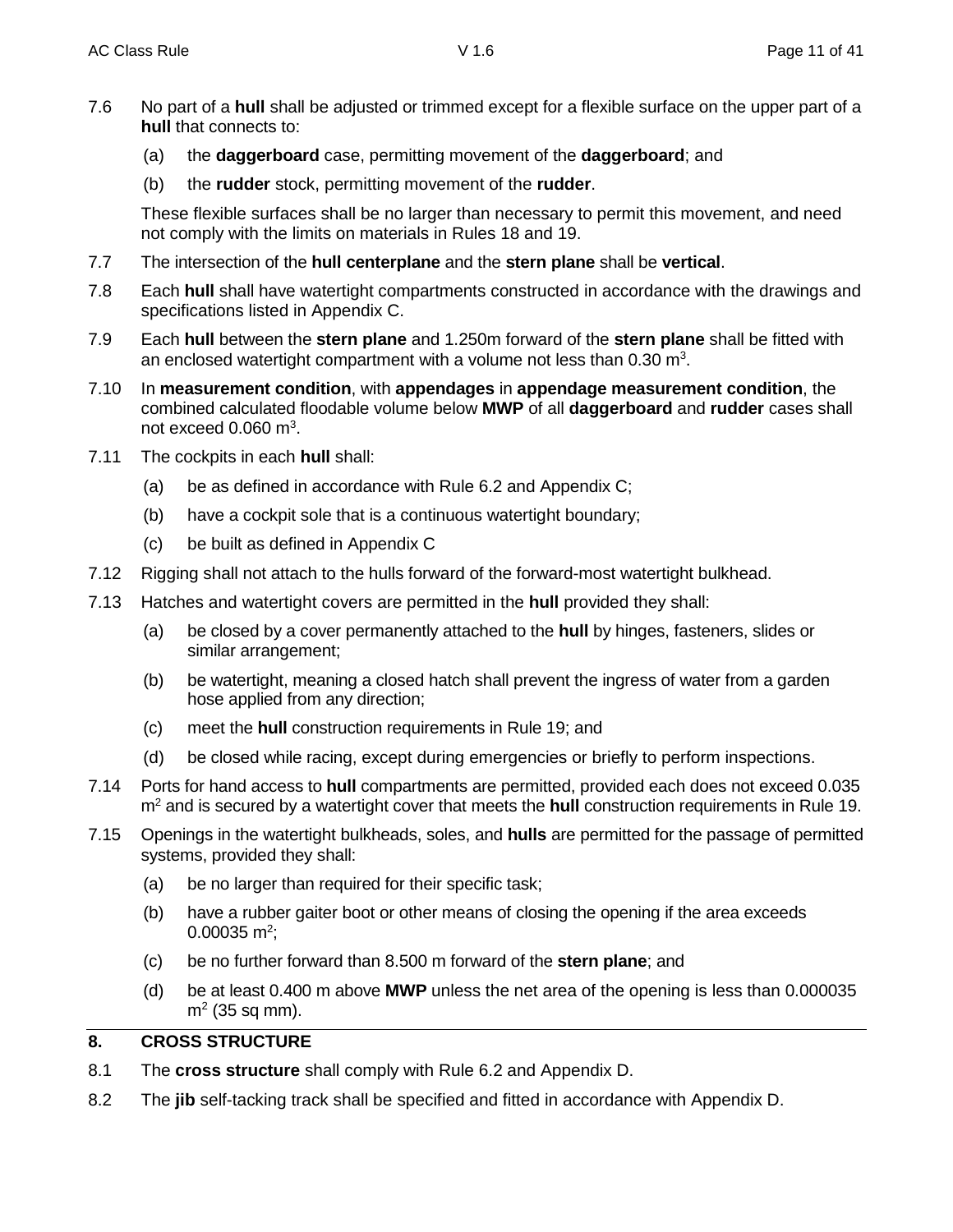7.6 No part of a **hull** shall be adjusted or trimmed except for a flexible surface on the upper part of a **hull** that connects to:

(a) the **daggerboard** case, permitting movement of the **daggerboard**; and

(b) the **rudder** stock, permitting movement of the **rudder**.

These flexible surfaces shall be no larger than necessary to permit this movement, and need not comply with the limits on materials in Rules 18 and 19.

7.7 The intersection of the **hull centerplane** and the **stern plane** shall be **vertical**.

7.8 Each **hull** shall have watertight compartments constructed in accordance with the drawings and specifications listed in Appendix C.

7.9 Each **hull** between the **stern plane** and 1.250m forward of the **stern plane** shall be fitted with an enclosed watertight compartment with a volume not less than 0.30 $m^3$.

7.10 In **measurement condition**, with **appendages** in **appendage measurement condition**, the combined calculated floodable volume below **MWP** of all **daggerboard** and **rudder** cases shall not exceed 0.060 $m^3$.

7.11 The cockpits in each **hull** shall:

(a) be as defined in accordance with Rule 6.2 and Appendix C;

(b) have a cockpit sole that is a continuous watertight boundary;

(c) be built as defined in Appendix C

7.12 Rigging shall not attach to the hulls forward of the forward-most watertight bulkhead.

7.13 Hatches and watertight covers are permitted in the **hull** provided they shall:

(a) be closed by a cover permanently attached to the **hull** by hinges, fasteners, slides or similar arrangement;

(b) be watertight, meaning a closed hatch shall prevent the ingress of water from a garden hose applied from any direction;

(c) meet the **hull** construction requirements in Rule 19; and

(d) be closed while racing, except during emergencies or briefly to perform inspections.

7.14 Ports for hand access to **hull** compartments are permitted, provided each does not exceed 0.035 $m^2$ and is secured by a watertight cover that meets the **hull** construction requirements in Rule 19.

7.15 Openings in the watertight bulkheads, soles, and **hulls** are permitted for the passage of permitted systems, provided they shall:

(a) be no larger than required for their specific task;

(b) have a rubber gaiter boot or other means of closing the opening if the area exceeds 0.00035 $m^2$;

(c) be no further forward than 8.500 m forward of the **stern plane**; and

(d) be at least 0.400 m above **MWP** unless the net area of the opening is less than 0.000035 $m^2$ (35 sq mm).

## 8. CROSS STRUCTURE

8.1 The **cross structure** shall comply with Rule 6.2 and Appendix D.

8.2 The **jib** self-tacking track shall be specified and fitted in accordance with Appendix D.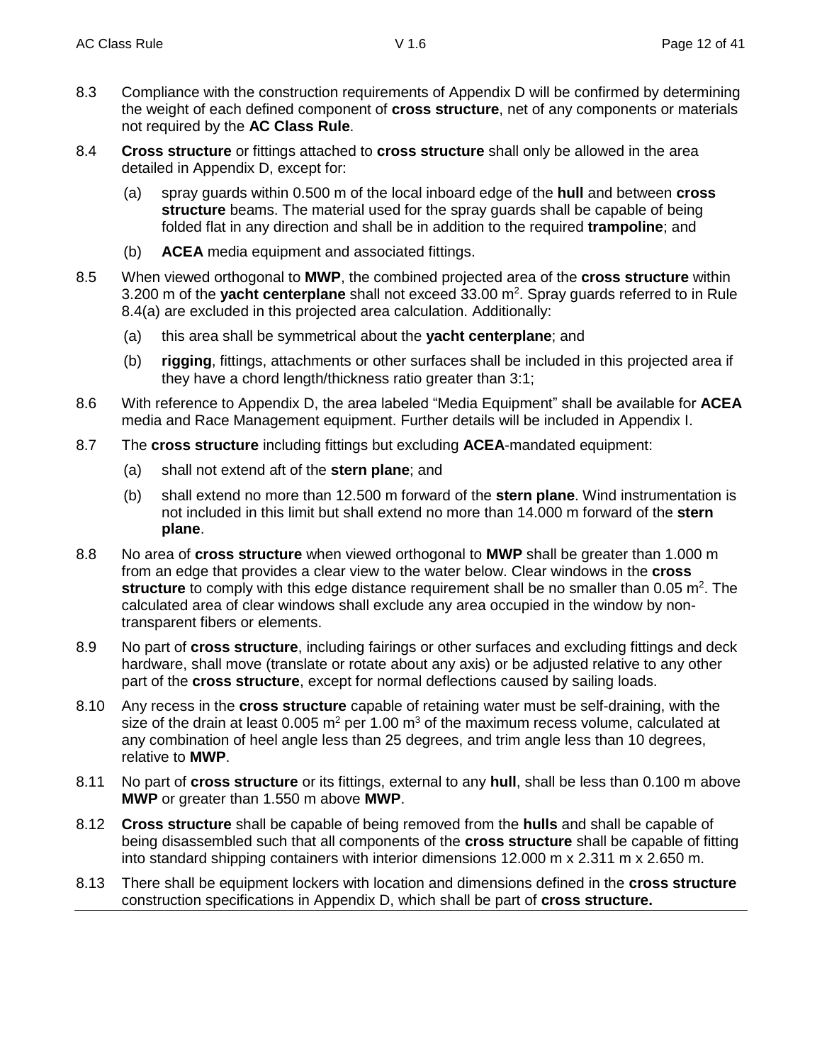8.3 Compliance with the construction requirements of Appendix D will be confirmed by determining the weight of each defined component of **cross structure**, net of any components or materials not required by the **AC Class Rule**.

8.4 **Cross structure** or fittings attached to **cross structure** shall only be allowed in the area detailed in Appendix D, except for:

(a) spray guards within 0.500 m of the local inboard edge of the **hull** and between **cross structure** beams. The material used for the spray guards shall be capable of being folded flat in any direction and shall be in addition to the required **trampoline**; and

(b) **ACEA** media equipment and associated fittings.

8.5 When viewed orthogonal to **MWP**, the combined projected area of the **cross structure** within 3.200 m of the **yacht centerplane** shall not exceed 33.00 $m^2$. Spray guards referred to in Rule 8.4(a) are excluded in this projected area calculation. Additionally:

(a) this area shall be symmetrical about the **yacht centerplane**; and

(b) **rigging**, fittings, attachments or other surfaces shall be included in this projected area if they have a chord length/thickness ratio greater than 3:1;

8.6 With reference to Appendix D, the area labeled "Media Equipment" shall be available for **ACEA** media and Race Management equipment. Further details will be included in Appendix I.

8.7 The **cross structure** including fittings but excluding **ACEA**-mandated equipment:

(a) shall not extend aft of the **stern plane**; and

(b) shall extend no more than 12.500 m forward of the **stern plane**. Wind instrumentation is not included in this limit but shall extend no more than 14.000 m forward of the **stern plane**.

8.8 No area of **cross structure** when viewed orthogonal to **MWP** shall be greater than 1.000 m from an edge that provides a clear view to the water below. Clear windows in the **cross structure** to comply with this edge distance requirement shall be no smaller than 0.05 $m^2$. The calculated area of clear windows shall exclude any area occupied in the window by non-transparent fibers or elements.

8.9 No part of **cross structure**, including fairings or other surfaces and excluding fittings and deck hardware, shall move (translate or rotate about any axis) or be adjusted relative to any other part of the **cross structure**, except for normal deflections caused by sailing loads.

8.10 Any recess in the **cross structure** capable of retaining water must be self-draining, with the size of the drain at least 0.005 $m^2$ per 1.00 $m^3$ of the maximum recess volume, calculated at any combination of heel angle less than 25 degrees, and trim angle less than 10 degrees, relative to **MWP**.

8.11 No part of **cross structure** or its fittings, external to any **hull**, shall be less than 0.100 m above **MWP** or greater than 1.550 m above **MWP**.

8.12 **Cross structure** shall be capable of being removed from the **hulls** and shall be capable of being disassembled such that all components of the **cross structure** shall be capable of fitting into standard shipping containers with interior dimensions 12.000 m x 2.311 m x 2.650 m.

8.13 There shall be equipment lockers with location and dimensions defined in the **cross structure** construction specifications in Appendix D, which shall be part of **cross structure.**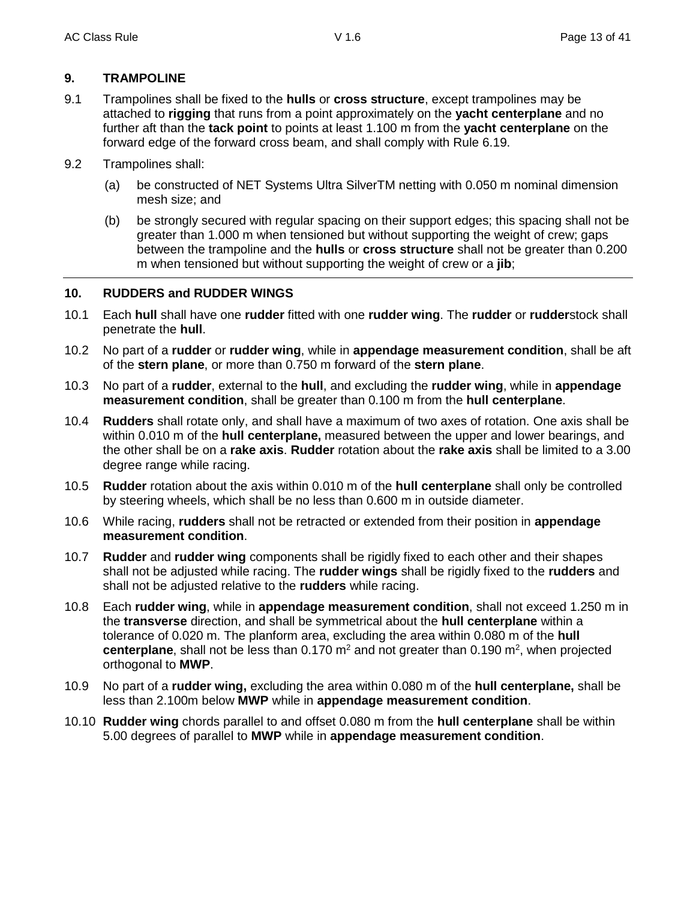## 9. TRAMPOLINE

9.1 Trampolines shall be fixed to the **hulls** or **cross structure**, except trampolines may be attached to **rigging** that runs from a point approximately on the **yacht centerplane** and no further aft than the **tack point** to points at least 1.100 m from the **yacht centerplane** on the forward edge of the forward cross beam, and shall comply with Rule 6.19.

9.2 Trampolines shall:

(a) be constructed of NET Systems Ultra SilverTM netting with 0.050 m nominal dimension mesh size; and

(b) be strongly secured with regular spacing on their support edges; this spacing shall not be greater than 1.000 m when tensioned but without supporting the weight of crew; gaps between the trampoline and the **hulls** or **cross structure** shall not be greater than 0.200 m when tensioned but without supporting the weight of crew or a **jib**;

---

## 10. RUDDERS and RUDDER WINGS

10.1 Each **hull** shall have one **rudder** fitted with one **rudder wing**. The **rudder** or **rudder**stock shall penetrate the **hull**.

10.2 No part of a **rudder** or **rudder wing**, while in **appendage measurement condition**, shall be aft of the **stern plane**, or more than 0.750 m forward of the **stern plane**.

10.3 No part of a **rudder**, external to the **hull**, and excluding the **rudder wing**, while in **appendage measurement condition**, shall be greater than 0.100 m from the **hull centerplane**.

10.4 **Rudders** shall rotate only, and shall have a maximum of two axes of rotation. One axis shall be within 0.010 m of the **hull centerplane,** measured between the upper and lower bearings, and the other shall be on a **rake axis**. **Rudder** rotation about the **rake axis** shall be limited to a 3.00 degree range while racing.

10.5 **Rudder** rotation about the axis within 0.010 m of the **hull centerplane** shall only be controlled by steering wheels, which shall be no less than 0.600 m in outside diameter.

10.6 While racing, **rudders** shall not be retracted or extended from their position in **appendage measurement condition**.

10.7 **Rudder** and **rudder wing** components shall be rigidly fixed to each other and their shapes shall not be adjusted while racing. The **rudder wings** shall be rigidly fixed to the **rudders** and shall not be adjusted relative to the **rudders** while racing.

10.8 Each **rudder wing**, while in **appendage measurement condition**, shall not exceed 1.250 m in the **transverse** direction, and shall be symmetrical about the **hull centerplane** within a tolerance of 0.020 m. The planform area, excluding the area within 0.080 m of the **hull centerplane**, shall not be less than 0.170 $m^2$ and not greater than 0.190 $m^2$, when projected orthogonal to **MWP**.

10.9 No part of a **rudder wing,** excluding the area within 0.080 m of the **hull centerplane,** shall be less than 2.100m below **MWP** while in **appendage measurement condition**.

10.10 **Rudder wing** chords parallel to and offset 0.080 m from the **hull centerplane** shall be within 5.00 degrees of parallel to **MWP** while in **appendage measurement condition**.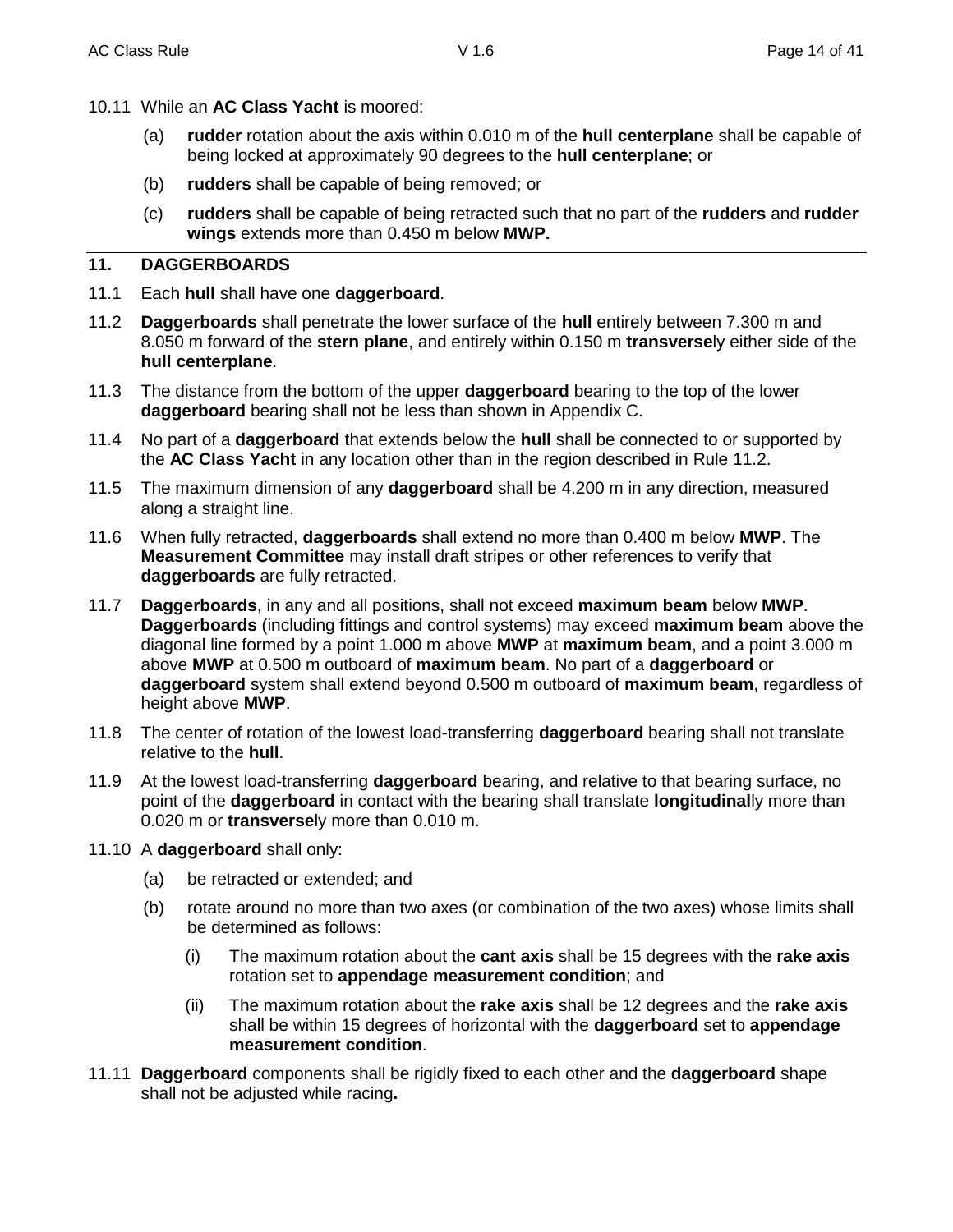10.11 While an **AC Class Yacht** is moored:

(a) **rudder** rotation about the axis within 0.010 m of the **hull centerplane** shall be capable of being locked at approximately 90 degrees to the **hull centerplane**; or

(b) **rudders** shall be capable of being removed; or

(c) **rudders** shall be capable of being retracted such that no part of the **rudders** and **rudder wings** extends more than 0.450 m below **MWP.**

## 11. DAGGERBOARDS

11.1 Each **hull** shall have one **daggerboard**.

11.2 **Daggerboards** shall penetrate the lower surface of the **hull** entirely between 7.300 m and 8.050 m forward of the **stern plane**, and entirely within 0.150 m **transverse**ly either side of the **hull centerplane**.

11.3 The distance from the bottom of the upper **daggerboard** bearing to the top of the lower **daggerboard** bearing shall not be less than shown in Appendix C.

11.4 No part of a **daggerboard** that extends below the **hull** shall be connected to or supported by the **AC Class Yacht** in any location other than in the region described in Rule 11.2.

11.5 The maximum dimension of any **daggerboard** shall be 4.200 m in any direction, measured along a straight line.

11.6 When fully retracted, **daggerboards** shall extend no more than 0.400 m below **MWP**. The **Measurement Committee** may install draft stripes or other references to verify that **daggerboards** are fully retracted.

11.7 **Daggerboards**, in any and all positions, shall not exceed **maximum beam** below **MWP**. **Daggerboards** (including fittings and control systems) may exceed **maximum beam** above the diagonal line formed by a point 1.000 m above **MWP** at **maximum beam**, and a point 3.000 m above **MWP** at 0.500 m outboard of **maximum beam**. No part of a **daggerboard** or **daggerboard** system shall extend beyond 0.500 m outboard of **maximum beam**, regardless of height above **MWP**.

11.8 The center of rotation of the lowest load-transferring **daggerboard** bearing shall not translate relative to the **hull**.

11.9 At the lowest load-transferring **daggerboard** bearing, and relative to that bearing surface, no point of the **daggerboard** in contact with the bearing shall translate **longitudinal**ly more than 0.020 m or **transverse**ly more than 0.010 m.

11.10 A **daggerboard** shall only:

(a) be retracted or extended; and

(b) rotate around no more than two axes (or combination of the two axes) whose limits shall be determined as follows:

(i) The maximum rotation about the **cant axis** shall be 15 degrees with the **rake axis** rotation set to **appendage measurement condition**; and

(ii) The maximum rotation about the **rake axis** shall be 12 degrees and the **rake axis** shall be within 15 degrees of horizontal with the **daggerboard** set to **appendage measurement condition**.

11.11 **Daggerboard** components shall be rigidly fixed to each other and the **daggerboard** shape shall not be adjusted while racing**.**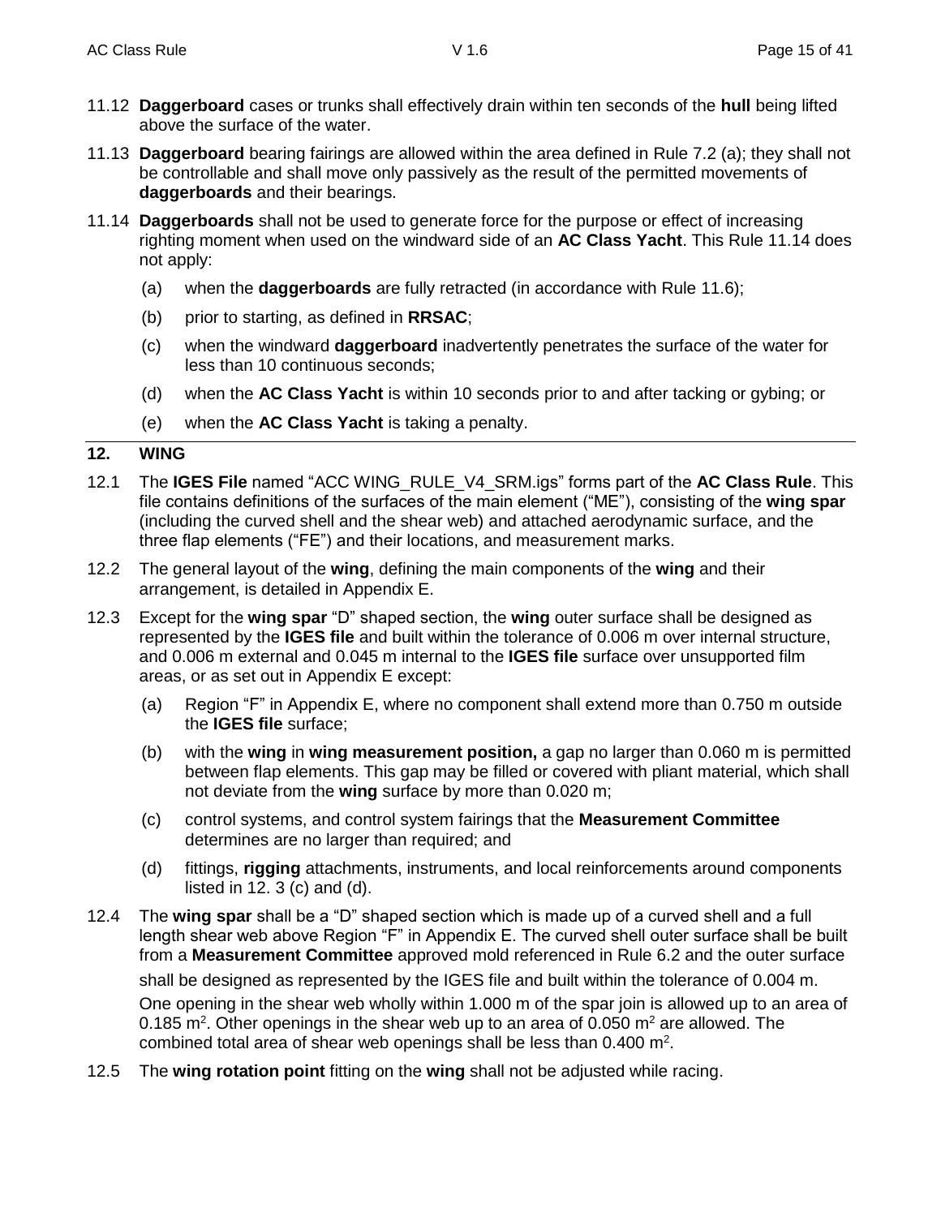11.12 **Daggerboard** cases or trunks shall effectively drain within ten seconds of the **hull** being lifted above the surface of the water.

11.13 **Daggerboard** bearing fairings are allowed within the area defined in Rule 7.2 (a); they shall not be controllable and shall move only passively as the result of the permitted movements of **daggerboards** and their bearings.

11.14 **Daggerboards** shall not be used to generate force for the purpose or effect of increasing righting moment when used on the windward side of an **AC Class Yacht**. This Rule 11.14 does not apply:

- (a) when the **daggerboards** are fully retracted (in accordance with Rule 11.6);
- (b) prior to starting, as defined in **RRSAC**;
- (c) when the windward **daggerboard** inadvertently penetrates the surface of the water for less than 10 continuous seconds;
- (d) when the **AC Class Yacht** is within 10 seconds prior to and after tacking or gybing; or
- (e) when the **AC Class Yacht** is taking a penalty.

## 12. WING

12.1 The **IGES File** named “ACC WING_RULE_V4_SRM.igs” forms part of the **AC Class Rule**. This file contains definitions of the surfaces of the main element (“ME”), consisting of the **wing spar** (including the curved shell and the shear web) and attached aerodynamic surface, and the three flap elements (“FE”) and their locations, and measurement marks.

12.2 The general layout of the **wing**, defining the main components of the **wing** and their arrangement, is detailed in Appendix E.

12.3 Except for the **wing spar** “D” shaped section, the **wing** outer surface shall be designed as represented by the **IGES file** and built within the tolerance of 0.006 m over internal structure, and 0.006 m external and 0.045 m internal to the **IGES file** surface over unsupported film areas, or as set out in Appendix E except:

- (a) Region “F” in Appendix E, where no component shall extend more than 0.750 m outside the **IGES file** surface;
- (b) with the **wing** in **wing measurement position,** a gap no larger than 0.060 m is permitted between flap elements. This gap may be filled or covered with pliant material, which shall not deviate from the **wing** surface by more than 0.020 m;
- (c) control systems, and control system fairings that the **Measurement Committee** determines are no larger than required; and
- (d) fittings, **rigging** attachments, instruments, and local reinforcements around components listed in 12. 3 (c) and (d).

12.4 The **wing spar** shall be a “D” shaped section which is made up of a curved shell and a full length shear web above Region “F” in Appendix E. The curved shell outer surface shall be built from a **Measurement Committee** approved mold referenced in Rule 6.2 and the outer surface shall be designed as represented by the IGES file and built within the tolerance of 0.004 m. One opening in the shear web wholly within 1.000 m of the spar join is allowed up to an area of 0.185 $m^2$. Other openings in the shear web up to an area of 0.050 $m^2$ are allowed. The combined total area of shear web openings shall be less than 0.400 $m^2$.

12.5 The **wing rotation point** fitting on the **wing** shall not be adjusted while racing.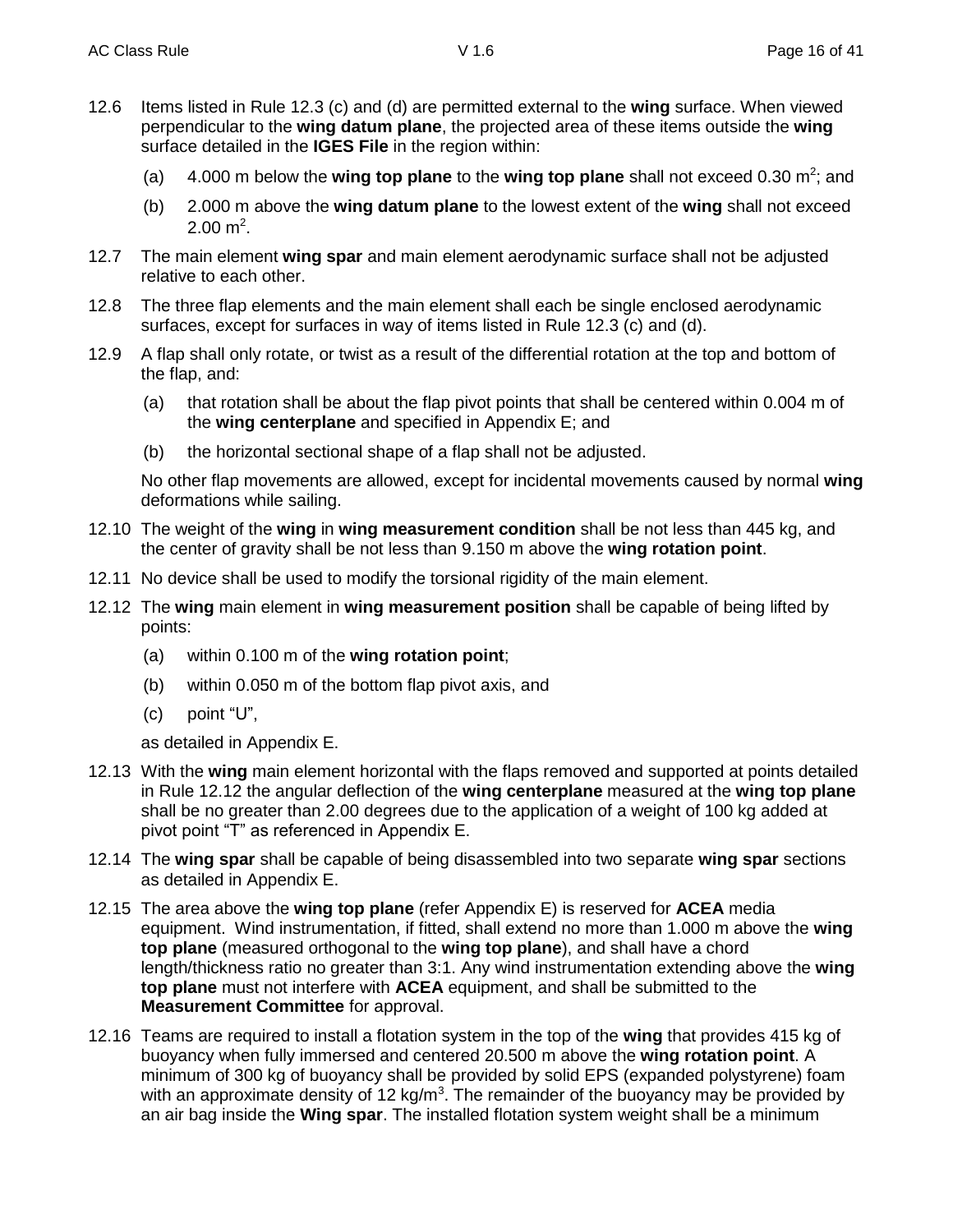12.6 Items listed in Rule 12.3 (c) and (d) are permitted external to the **wing** surface. When viewed perpendicular to the **wing datum plane**, the projected area of these items outside the **wing** surface detailed in the **IGES File** in the region within:

- (a) 4.000 m below the **wing top plane** to the **wing top plane** shall not exceed 0.30 $m^2$; and
- (b) 2.000 m above the **wing datum plane** to the lowest extent of the **wing** shall not exceed 2.00 $m^2$.

12.7 The main element **wing spar** and main element aerodynamic surface shall not be adjusted relative to each other.

12.8 The three flap elements and the main element shall each be single enclosed aerodynamic surfaces, except for surfaces in way of items listed in Rule 12.3 (c) and (d).

12.9 A flap shall only rotate, or twist as a result of the differential rotation at the top and bottom of the flap, and:

- (a) that rotation shall be about the flap pivot points that shall be centered within 0.004 m of the **wing centerplane** and specified in Appendix E; and
- (b) the horizontal sectional shape of a flap shall not be adjusted.

No other flap movements are allowed, except for incidental movements caused by normal **wing** deformations while sailing.

12.10 The weight of the **wing** in **wing measurement condition** shall be not less than 445 kg, and the center of gravity shall be not less than 9.150 m above the **wing rotation point**.

12.11 No device shall be used to modify the torsional rigidity of the main element.

12.12 The **wing** main element in **wing measurement position** shall be capable of being lifted by points:

- (a) within 0.100 m of the **wing rotation point**;
- (b) within 0.050 m of the bottom flap pivot axis, and
- (c) point “U”,

as detailed in Appendix E.

12.13 With the **wing** main element horizontal with the flaps removed and supported at points detailed in Rule 12.12 the angular deflection of the **wing centerplane** measured at the **wing top plane** shall be no greater than 2.00 degrees due to the application of a weight of 100 kg added at pivot point “T” as referenced in Appendix E.

12.14 The **wing spar** shall be capable of being disassembled into two separate **wing spar** sections as detailed in Appendix E.

12.15 The area above the **wing top plane** (refer Appendix E) is reserved for **ACEA** media equipment. Wind instrumentation, if fitted, shall extend no more than 1.000 m above the **wing top plane** (measured orthogonal to the **wing top plane**), and shall have a chord length/thickness ratio no greater than 3:1. Any wind instrumentation extending above the **wing top plane** must not interfere with **ACEA** equipment, and shall be submitted to the **Measurement Committee** for approval.

12.16 Teams are required to install a flotation system in the top of the **wing** that provides 415 kg of buoyancy when fully immersed and centered 20.500 m above the **wing rotation point**. A minimum of 300 kg of buoyancy shall be provided by solid EPS (expanded polystyrene) foam with an approximate density of 12 $kg/m^3$. The remainder of the buoyancy may be provided by an air bag inside the **Wing spar**. The installed flotation system weight shall be a minimum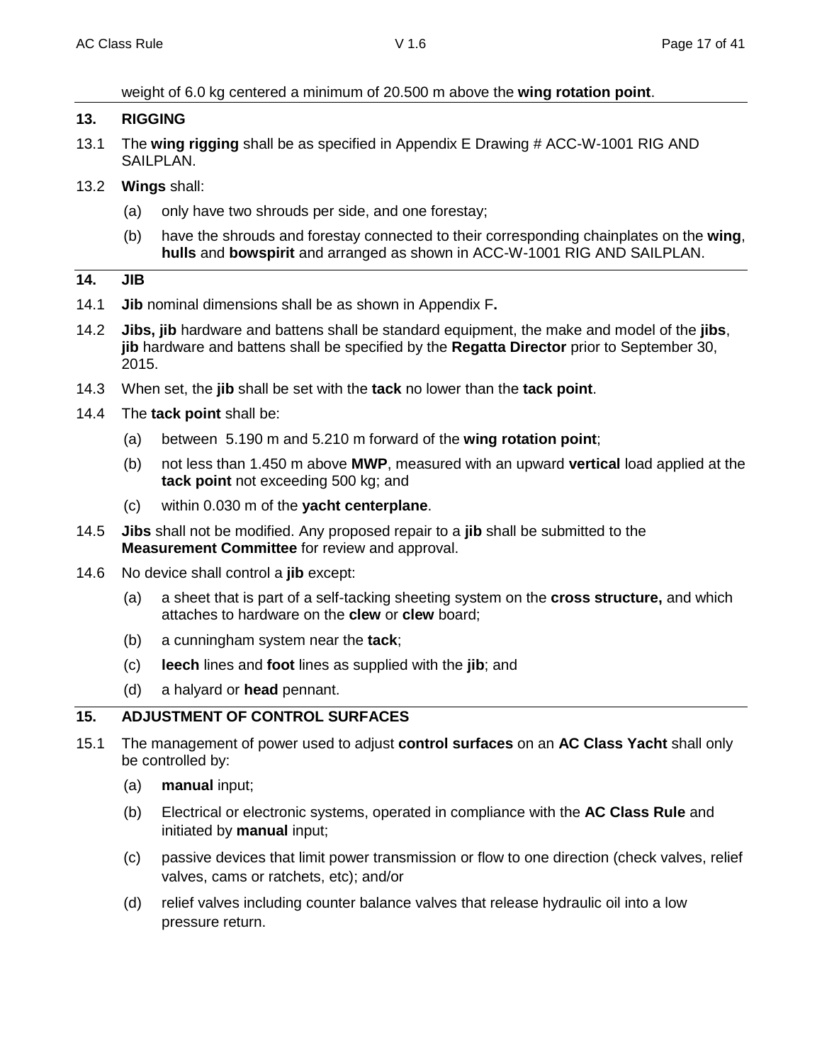weight of 6.0 kg centered a minimum of 20.500 m above the **wing rotation point**.

## 13. RIGGING

13.1 The **wing rigging** shall be as specified in Appendix E Drawing # ACC-W-1001 RIG AND SAILPLAN.

13.2 **Wings** shall:

(a) only have two shrouds per side, and one forestay;

(b) have the shrouds and forestay connected to their corresponding chainplates on the **wing**, **hulls** and **bowspirit** and arranged as shown in ACC-W-1001 RIG AND SAILPLAN.

## 14. JIB

14.1 **Jib** nominal dimensions shall be as shown in Appendix F**.**

14.2 **Jibs, jib** hardware and battens shall be standard equipment, the make and model of the **jibs**, **jib** hardware and battens shall be specified by the **Regatta Director** prior to September 30, 2015.

14.3 When set, the **jib** shall be set with the **tack** no lower than the **tack point**.

14.4 The **tack point** shall be:

(a) between 5.190 m and 5.210 m forward of the **wing rotation point**;

(b) not less than 1.450 m above **MWP**, measured with an upward **vertical** load applied at the **tack point** not exceeding 500 kg; and

(c) within 0.030 m of the **yacht centerplane**.

14.5 **Jibs** shall not be modified. Any proposed repair to a **jib** shall be submitted to the **Measurement Committee** for review and approval.

14.6 No device shall control a **jib** except:

(a) a sheet that is part of a self-tacking sheeting system on the **cross structure,** and which attaches to hardware on the **clew** or **clew** board;

(b) a cunningham system near the **tack**;

(c) **leech** lines and **foot** lines as supplied with the **jib**; and

(d) a halyard or **head** pennant.

## 15. ADJUSTMENT OF CONTROL SURFACES

15.1 The management of power used to adjust **control surfaces** on an **AC Class Yacht** shall only be controlled by:

(a) **manual** input;

(b) Electrical or electronic systems, operated in compliance with the **AC Class Rule** and initiated by **manual** input;

(c) passive devices that limit power transmission or flow to one direction (check valves, relief valves, cams or ratchets, etc); and/or

(d) relief valves including counter balance valves that release hydraulic oil into a low pressure return.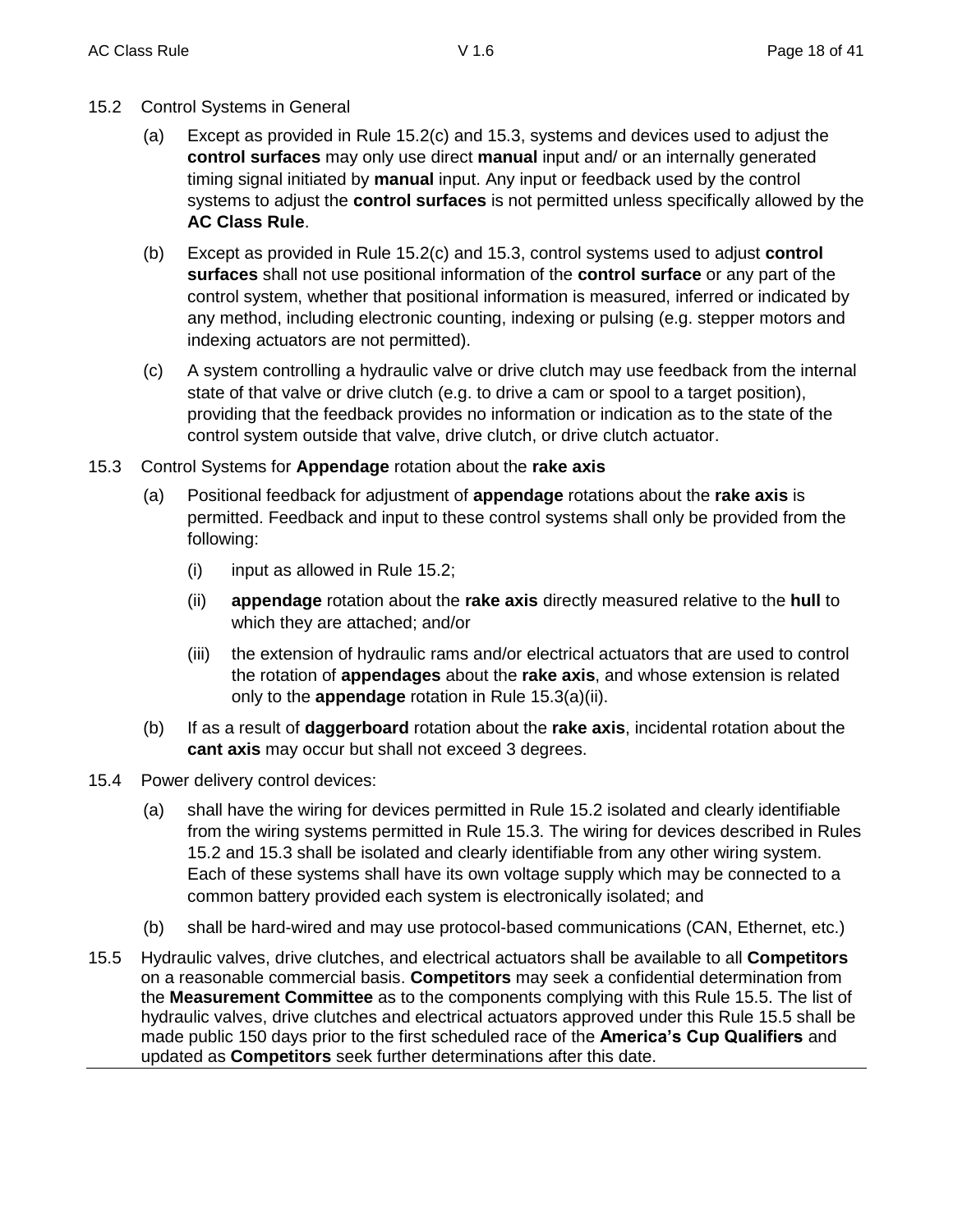15.2 Control Systems in General

(a) Except as provided in Rule 15.2(c) and 15.3, systems and devices used to adjust the **control surfaces** may only use direct **manual** input and/ or an internally generated timing signal initiated by **manual** input. Any input or feedback used by the control systems to adjust the **control surfaces** is not permitted unless specifically allowed by the **AC Class Rule**.

(b) Except as provided in Rule 15.2(c) and 15.3, control systems used to adjust **control surfaces** shall not use positional information of the **control surface** or any part of the control system, whether that positional information is measured, inferred or indicated by any method, including electronic counting, indexing or pulsing (e.g. stepper motors and indexing actuators are not permitted).

(c) A system controlling a hydraulic valve or drive clutch may use feedback from the internal state of that valve or drive clutch (e.g. to drive a cam or spool to a target position), providing that the feedback provides no information or indication as to the state of the control system outside that valve, drive clutch, or drive clutch actuator.

15.3 Control Systems for **Appendage** rotation about the **rake axis**

(a) Positional feedback for adjustment of **appendage** rotations about the **rake axis** is permitted. Feedback and input to these control systems shall only be provided from the following:

(i) input as allowed in Rule 15.2;

(ii) **appendage** rotation about the **rake axis** directly measured relative to the **hull** to which they are attached; and/or

(iii) the extension of hydraulic rams and/or electrical actuators that are used to control the rotation of **appendages** about the **rake axis**, and whose extension is related only to the **appendage** rotation in Rule 15.3(a)(ii).

(b) If as a result of **daggerboard** rotation about the **rake axis**, incidental rotation about the **cant axis** may occur but shall not exceed 3 degrees.

15.4 Power delivery control devices:

(a) shall have the wiring for devices permitted in Rule 15.2 isolated and clearly identifiable from the wiring systems permitted in Rule 15.3. The wiring for devices described in Rules 15.2 and 15.3 shall be isolated and clearly identifiable from any other wiring system. Each of these systems shall have its own voltage supply which may be connected to a common battery provided each system is electronically isolated; and

(b) shall be hard-wired and may use protocol-based communications (CAN, Ethernet, etc.)

15.5 Hydraulic valves, drive clutches, and electrical actuators shall be available to all **Competitors** on a reasonable commercial basis. **Competitors** may seek a confidential determination from the **Measurement Committee** as to the components complying with this Rule 15.5. The list of hydraulic valves, drive clutches and electrical actuators approved under this Rule 15.5 shall be made public 150 days prior to the first scheduled race of the **America's Cup Qualifiers** and updated as **Competitors** seek further determinations after this date.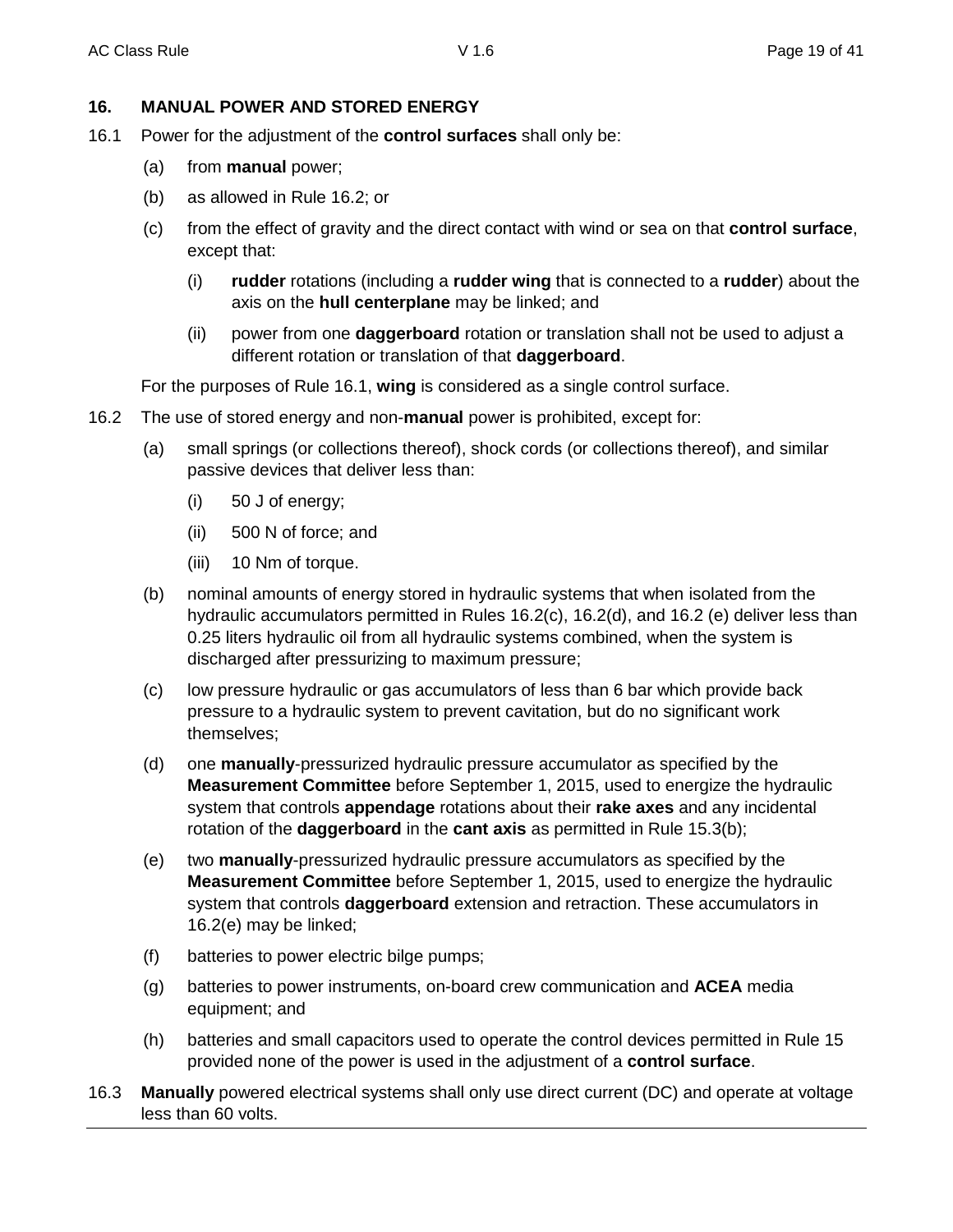## 16. MANUAL POWER AND STORED ENERGY

16.1 Power for the adjustment of the **control surfaces** shall only be:

- (a) from **manual** power;
- (b) as allowed in Rule 16.2; or
- (c) from the effect of gravity and the direct contact with wind or sea on that **control surface**, except that:
  - (i) **rudder** rotations (including a **rudder wing** that is connected to a **rudder**) about the axis on the **hull centerplane** may be linked; and
  - (ii) power from one **daggerboard** rotation or translation shall not be used to adjust a different rotation or translation of that **daggerboard**.

For the purposes of Rule 16.1, **wing** is considered as a single control surface.

16.2 The use of stored energy and non-**manual** power is prohibited, except for:

- (a) small springs (or collections thereof), shock cords (or collections thereof), and similar passive devices that deliver less than:
  - (i) 50 J of energy;
  - (ii) 500 N of force; and
  - (iii) 10 Nm of torque.
- (b) nominal amounts of energy stored in hydraulic systems that when isolated from the hydraulic accumulators permitted in Rules 16.2(c), 16.2(d), and 16.2 (e) deliver less than 0.25 liters hydraulic oil from all hydraulic systems combined, when the system is discharged after pressurizing to maximum pressure;
- (c) low pressure hydraulic or gas accumulators of less than 6 bar which provide back pressure to a hydraulic system to prevent cavitation, but do no significant work themselves;
- (d) one **manually**-pressurized hydraulic pressure accumulator as specified by the **Measurement Committee** before September 1, 2015, used to energize the hydraulic system that controls **appendage** rotations about their **rake axes** and any incidental rotation of the **daggerboard** in the **cant axis** as permitted in Rule 15.3(b);
- (e) two **manually**-pressurized hydraulic pressure accumulators as specified by the **Measurement Committee** before September 1, 2015, used to energize the hydraulic system that controls **daggerboard** extension and retraction. These accumulators in 16.2(e) may be linked;
- (f) batteries to power electric bilge pumps;
- (g) batteries to power instruments, on-board crew communication and **ACEA** media equipment; and
- (h) batteries and small capacitors used to operate the control devices permitted in Rule 15 provided none of the power is used in the adjustment of a **control surface**.

16.3 **Manually** powered electrical systems shall only use direct current (DC) and operate at voltage less than 60 volts.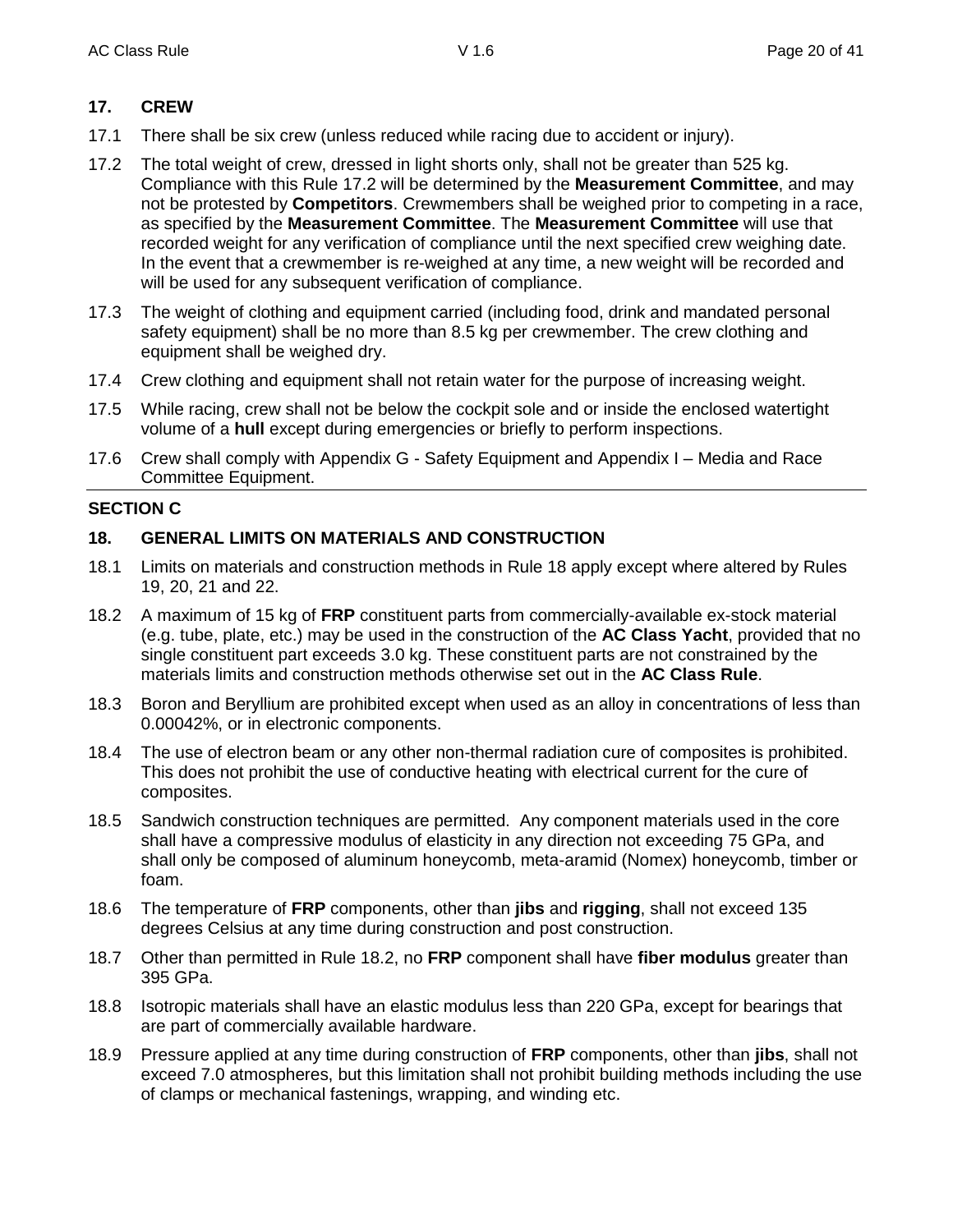## 17. CREW

17.1 There shall be six crew (unless reduced while racing due to accident or injury).

17.2 The total weight of crew, dressed in light shorts only, shall not be greater than 525 kg. Compliance with this Rule 17.2 will be determined by the **Measurement Committee**, and may not be protested by **Competitors**. Crewmembers shall be weighed prior to competing in a race, as specified by the **Measurement Committee**. The **Measurement Committee** will use that recorded weight for any verification of compliance until the next specified crew weighing date. In the event that a crewmember is re-weighed at any time, a new weight will be recorded and will be used for any subsequent verification of compliance.

17.3 The weight of clothing and equipment carried (including food, drink and mandated personal safety equipment) shall be no more than 8.5 kg per crewmember. The crew clothing and equipment shall be weighed dry.

17.4 Crew clothing and equipment shall not retain water for the purpose of increasing weight.

17.5 While racing, crew shall not be below the cockpit sole and or inside the enclosed watertight volume of a **hull** except during emergencies or briefly to perform inspections.

17.6 Crew shall comply with Appendix G - Safety Equipment and Appendix I – Media and Race Committee Equipment.

---

## SECTION C

## 18. GENERAL LIMITS ON MATERIALS AND CONSTRUCTION

18.1 Limits on materials and construction methods in Rule 18 apply except where altered by Rules 19, 20, 21 and 22.

18.2 A maximum of 15 kg of **FRP** constituent parts from commercially-available ex-stock material (e.g. tube, plate, etc.) may be used in the construction of the **AC Class Yacht**, provided that no single constituent part exceeds 3.0 kg. These constituent parts are not constrained by the materials limits and construction methods otherwise set out in the **AC Class Rule**.

18.3 Boron and Beryllium are prohibited except when used as an alloy in concentrations of less than 0.00042%, or in electronic components.

18.4 The use of electron beam or any other non-thermal radiation cure of composites is prohibited. This does not prohibit the use of conductive heating with electrical current for the cure of composites.

18.5 Sandwich construction techniques are permitted. Any component materials used in the core shall have a compressive modulus of elasticity in any direction not exceeding 75 GPa, and shall only be composed of aluminum honeycomb, meta-aramid (Nomex) honeycomb, timber or foam.

18.6 The temperature of **FRP** components, other than **jibs** and **rigging**, shall not exceed 135 degrees Celsius at any time during construction and post construction.

18.7 Other than permitted in Rule 18.2, no **FRP** component shall have **fiber modulus** greater than 395 GPa.

18.8 Isotropic materials shall have an elastic modulus less than 220 GPa, except for bearings that are part of commercially available hardware.

18.9 Pressure applied at any time during construction of **FRP** components, other than **jibs**, shall not exceed 7.0 atmospheres, but this limitation shall not prohibit building methods including the use of clamps or mechanical fastenings, wrapping, and winding etc.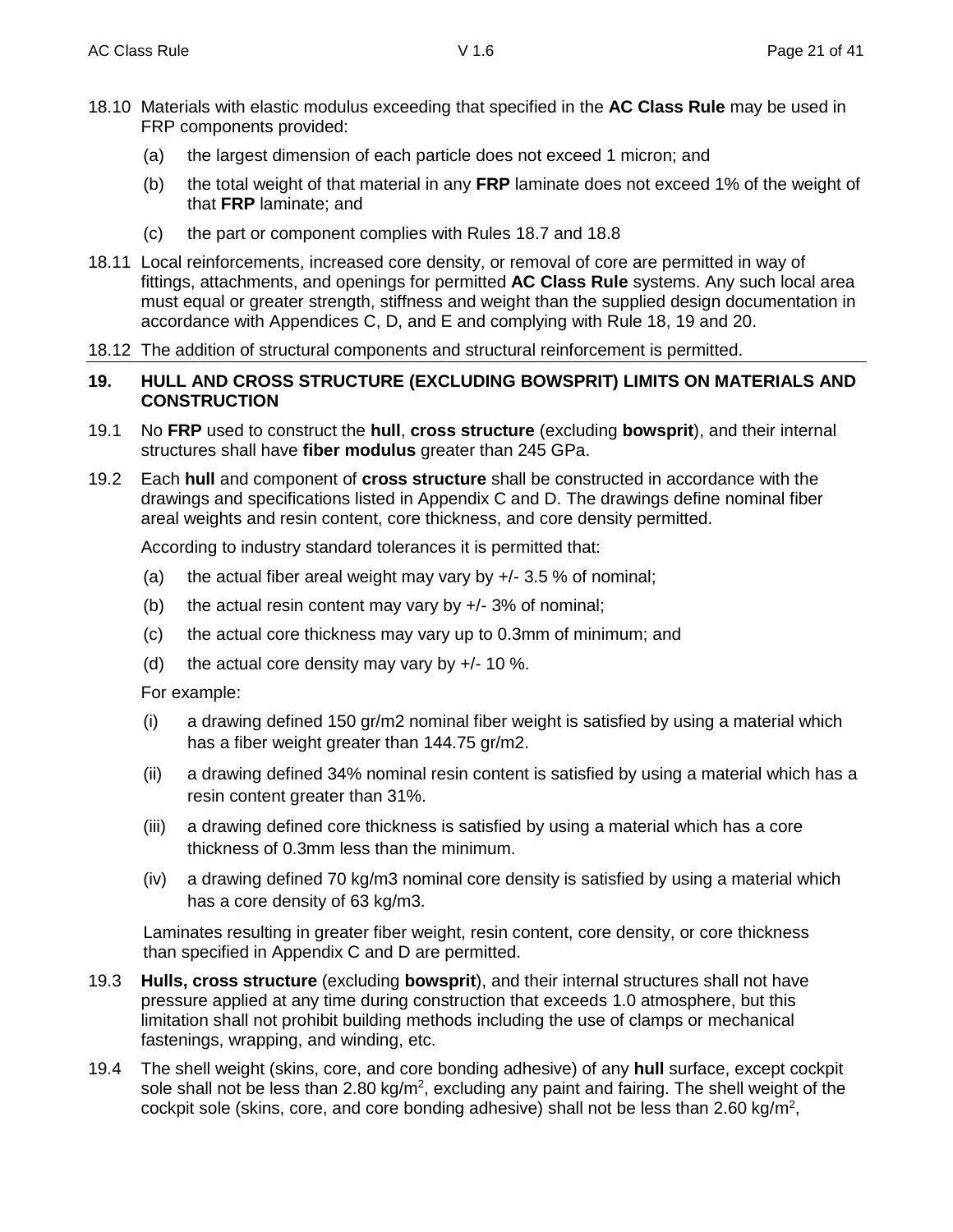18.10 Materials with elastic modulus exceeding that specified in the **AC Class Rule** may be used in FRP components provided:

(a) the largest dimension of each particle does not exceed 1 micron; and

(b) the total weight of that material in any **FRP** laminate does not exceed 1% of the weight of that **FRP** laminate; and

(c) the part or component complies with Rules 18.7 and 18.8

18.11 Local reinforcements, increased core density, or removal of core are permitted in way of fittings, attachments, and openings for permitted **AC Class Rule** systems. Any such local area must equal or greater strength, stiffness and weight than the supplied design documentation in accordance with Appendices C, D, and E and complying with Rule 18, 19 and 20.

18.12 The addition of structural components and structural reinforcement is permitted.

## 19. HULL AND CROSS STRUCTURE (EXCLUDING BOWSPRIT) LIMITS ON MATERIALS AND CONSTRUCTION

19.1 No **FRP** used to construct the **hull**, **cross structure** (excluding **bowsprit**), and their internal structures shall have **fiber modulus** greater than 245 GPa.

19.2 Each **hull** and component of **cross structure** shall be constructed in accordance with the drawings and specifications listed in Appendix C and D. The drawings define nominal fiber areal weights and resin content, core thickness, and core density permitted.

According to industry standard tolerances it is permitted that:

(a) the actual fiber areal weight may vary by +/- 3.5 % of nominal;

(b) the actual resin content may vary by +/- 3% of nominal;

(c) the actual core thickness may vary up to 0.3mm of minimum; and

(d) the actual core density may vary by +/- 10 %.

For example:

(i) a drawing defined 150 gr/m2 nominal fiber weight is satisfied by using a material which has a fiber weight greater than 144.75 gr/m2.

(ii) a drawing defined 34% nominal resin content is satisfied by using a material which has a resin content greater than 31%.

(iii) a drawing defined core thickness is satisfied by using a material which has a core thickness of 0.3mm less than the minimum.

(iv) a drawing defined 70 kg/m3 nominal core density is satisfied by using a material which has a core density of 63 kg/m3.

Laminates resulting in greater fiber weight, resin content, core density, or core thickness than specified in Appendix C and D are permitted.

19.3 **Hulls, cross structure** (excluding **bowsprit**), and their internal structures shall not have pressure applied at any time during construction that exceeds 1.0 atmosphere, but this limitation shall not prohibit building methods including the use of clamps or mechanical fastenings, wrapping, and winding, etc.

19.4 The shell weight (skins, core, and core bonding adhesive) of any **hull** surface, except cockpit sole shall not be less than 2.80 kg/m$^2$, excluding any paint and fairing. The shell weight of the cockpit sole (skins, core, and core bonding adhesive) shall not be less than 2.60 kg/m$^2$,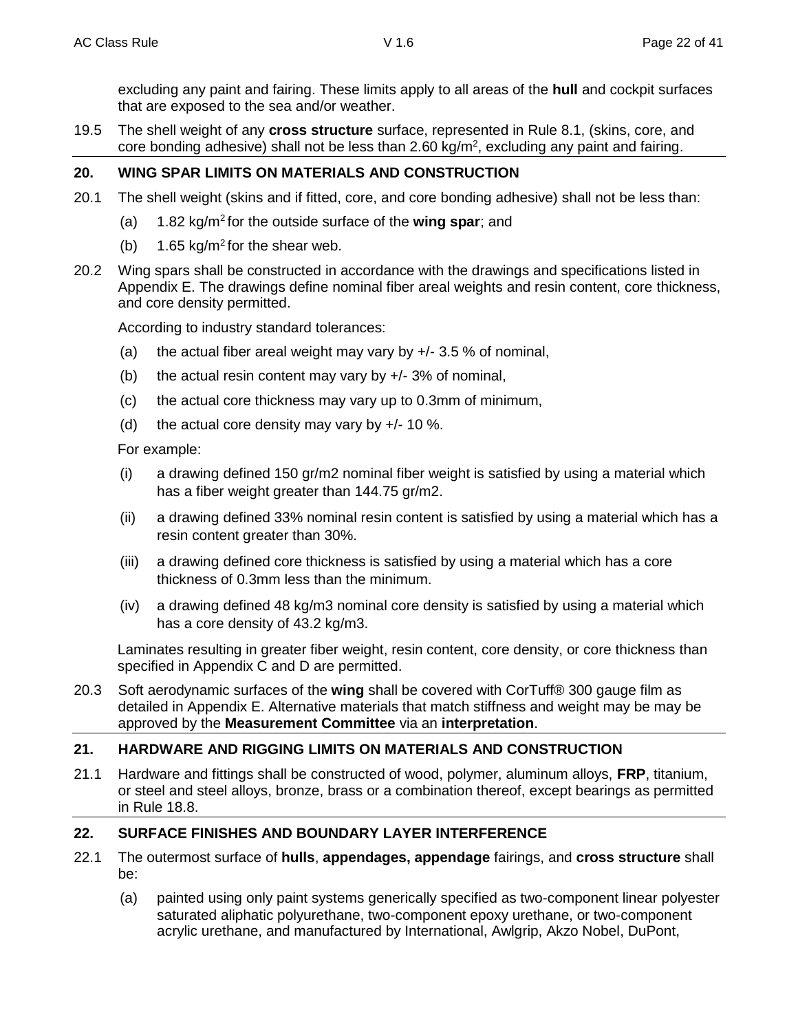excluding any paint and fairing. These limits apply to all areas of the **hull** and cockpit surfaces that are exposed to the sea and/or weather.

19.5 The shell weight of any **cross structure** surface, represented in Rule 8.1, (skins, core, and core bonding adhesive) shall not be less than 2.60 kg/m$^2$, excluding any paint and fairing.

## 20. WING SPAR LIMITS ON MATERIALS AND CONSTRUCTION

20.1 The shell weight (skins and if fitted, core, and core bonding adhesive) shall not be less than:

- (a) 1.82 kg/m$^2$ for the outside surface of the **wing spar**; and
- (b) 1.65 kg/m$^2$ for the shear web.

20.2 Wing spars shall be constructed in accordance with the drawings and specifications listed in Appendix E. The drawings define nominal fiber areal weights and resin content, core thickness, and core density permitted.

According to industry standard tolerances:

- (a) the actual fiber areal weight may vary by +/- 3.5 % of nominal,
- (b) the actual resin content may vary by +/- 3% of nominal,
- (c) the actual core thickness may vary up to 0.3mm of minimum,
- (d) the actual core density may vary by +/- 10 %.

For example:

- (i) a drawing defined 150 gr/m2 nominal fiber weight is satisfied by using a material which has a fiber weight greater than 144.75 gr/m2.
- (ii) a drawing defined 33% nominal resin content is satisfied by using a material which has a resin content greater than 30%.
- (iii) a drawing defined core thickness is satisfied by using a material which has a core thickness of 0.3mm less than the minimum.
- (iv) a drawing defined 48 kg/m3 nominal core density is satisfied by using a material which has a core density of 43.2 kg/m3.

Laminates resulting in greater fiber weight, resin content, core density, or core thickness than specified in Appendix C and D are permitted.

20.3 Soft aerodynamic surfaces of the **wing** shall be covered with CorTuff® 300 gauge film as detailed in Appendix E. Alternative materials that match stiffness and weight may be may be approved by the **Measurement Committee** via an **interpretation**.

## 21. HARDWARE AND RIGGING LIMITS ON MATERIALS AND CONSTRUCTION

21.1 Hardware and fittings shall be constructed of wood, polymer, aluminum alloys, **FRP**, titanium, or steel and steel alloys, bronze, brass or a combination thereof, except bearings as permitted in Rule 18.8.

## 22. SURFACE FINISHES AND BOUNDARY LAYER INTERFERENCE

22.1 The outermost surface of **hulls**, **appendages, appendage** fairings, and **cross structure** shall be:

- (a) painted using only paint systems generically specified as two-component linear polyester saturated aliphatic polyurethane, two-component epoxy urethane, or two-component acrylic urethane, and manufactured by International, Awlgrip, Akzo Nobel, DuPont,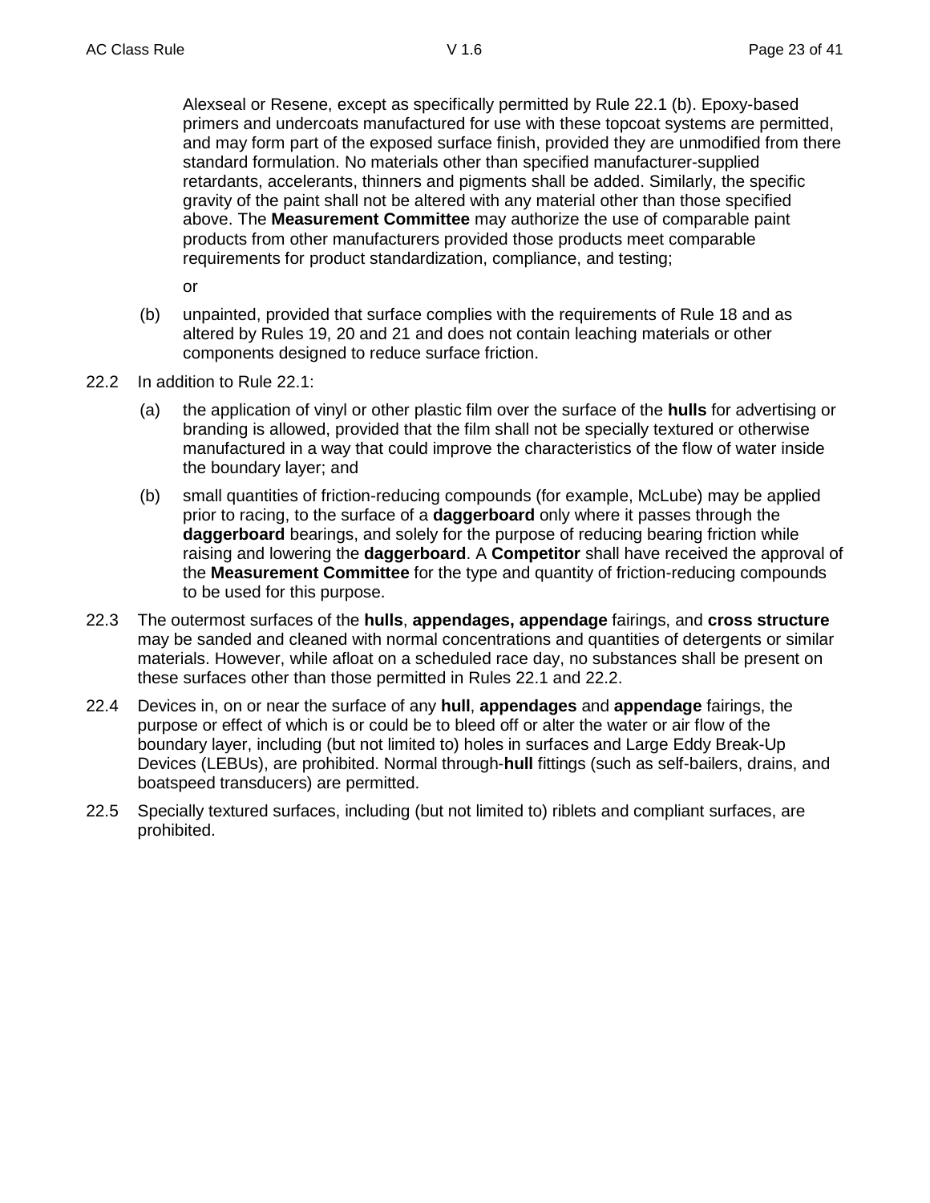Alexseal or Resene, except as specifically permitted by Rule 22.1 (b). Epoxy-based primers and undercoats manufactured for use with these topcoat systems are permitted, and may form part of the exposed surface finish, provided they are unmodified from there standard formulation. No materials other than specified manufacturer-supplied retardants, accelerants, thinners and pigments shall be added. Similarly, the specific gravity of the paint shall not be altered with any material other than those specified above. The **Measurement Committee** may authorize the use of comparable paint products from other manufacturers provided those products meet comparable requirements for product standardization, compliance, and testing;

or

(b) unpainted, provided that surface complies with the requirements of Rule 18 and as altered by Rules 19, 20 and 21 and does not contain leaching materials or other components designed to reduce surface friction.

22.2 In addition to Rule 22.1:

(a) the application of vinyl or other plastic film over the surface of the **hulls** for advertising or branding is allowed, provided that the film shall not be specially textured or otherwise manufactured in a way that could improve the characteristics of the flow of water inside the boundary layer; and

(b) small quantities of friction-reducing compounds (for example, McLube) may be applied prior to racing, to the surface of a **daggerboard** only where it passes through the **daggerboard** bearings, and solely for the purpose of reducing bearing friction while raising and lowering the **daggerboard**. A **Competitor** shall have received the approval of the **Measurement Committee** for the type and quantity of friction-reducing compounds to be used for this purpose.

22.3 The outermost surfaces of the **hulls**, **appendages, appendage** fairings, and **cross structure** may be sanded and cleaned with normal concentrations and quantities of detergents or similar materials. However, while afloat on a scheduled race day, no substances shall be present on these surfaces other than those permitted in Rules 22.1 and 22.2.

22.4 Devices in, on or near the surface of any **hull**, **appendages** and **appendage** fairings, the purpose or effect of which is or could be to bleed off or alter the water or air flow of the boundary layer, including (but not limited to) holes in surfaces and Large Eddy Break-Up Devices (LEBUs), are prohibited. Normal through-**hull** fittings (such as self-bailers, drains, and boatspeed transducers) are permitted.

22.5 Specially textured surfaces, including (but not limited to) riblets and compliant surfaces, are prohibited.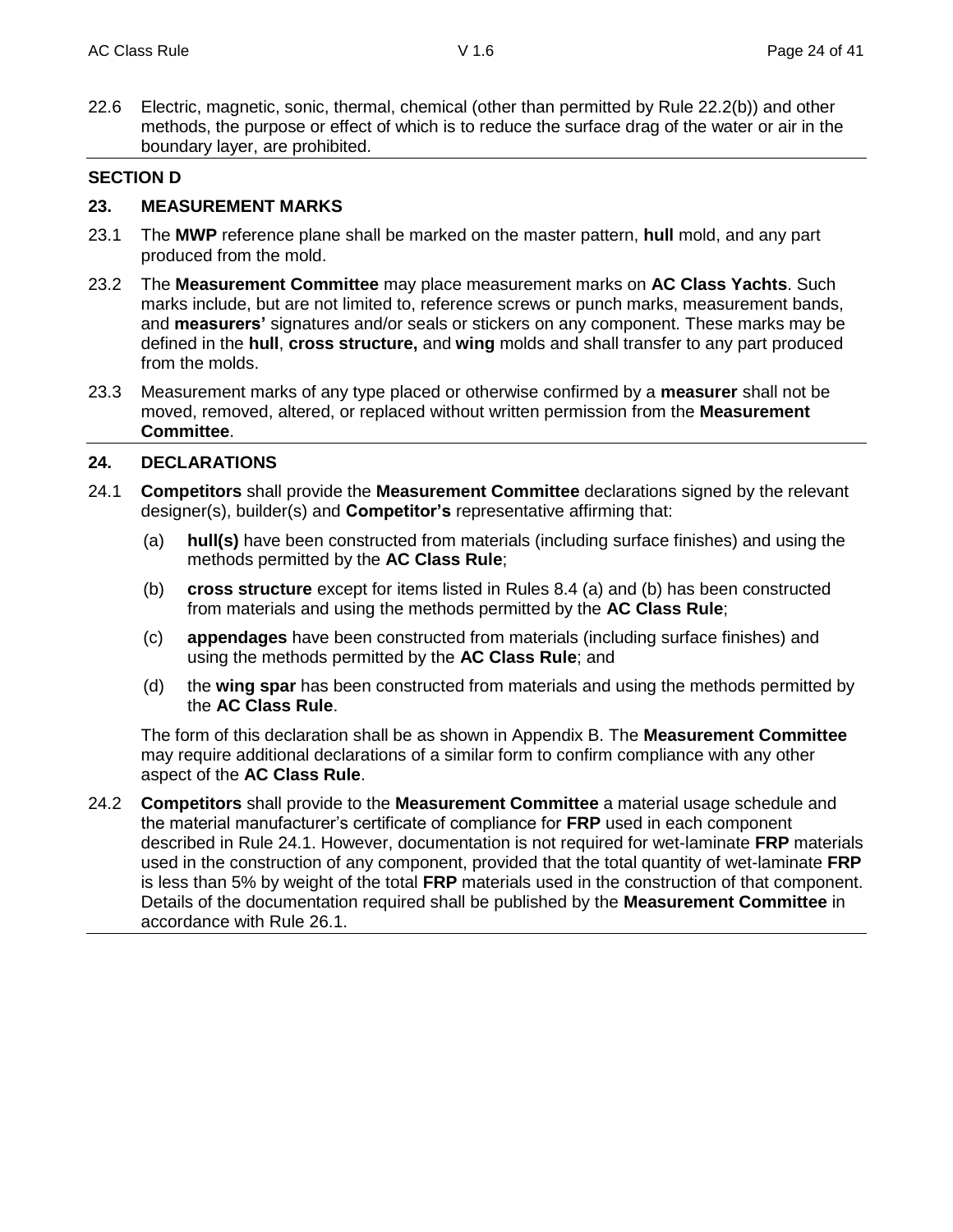22.6 Electric, magnetic, sonic, thermal, chemical (other than permitted by Rule 22.2(b)) and other methods, the purpose or effect of which is to reduce the surface drag of the water or air in the boundary layer, are prohibited.

## SECTION D

### 23. MEASUREMENT MARKS

23.1 The **MWP** reference plane shall be marked on the master pattern, **hull** mold, and any part produced from the mold.

23.2 The **Measurement Committee** may place measurement marks on **AC Class Yachts**. Such marks include, but are not limited to, reference screws or punch marks, measurement bands, and **measurers'** signatures and/or seals or stickers on any component. These marks may be defined in the **hull**, **cross structure,** and **wing** molds and shall transfer to any part produced from the molds.

23.3 Measurement marks of any type placed or otherwise confirmed by a **measurer** shall not be moved, removed, altered, or replaced without written permission from the **Measurement Committee**.

### 24. DECLARATIONS

24.1 **Competitors** shall provide the **Measurement Committee** declarations signed by the relevant designer(s), builder(s) and **Competitor's** representative affirming that:

(a) **hull(s)** have been constructed from materials (including surface finishes) and using the methods permitted by the **AC Class Rule**;

(b) **cross structure** except for items listed in Rules 8.4 (a) and (b) has been constructed from materials and using the methods permitted by the **AC Class Rule**;

(c) **appendages** have been constructed from materials (including surface finishes) and using the methods permitted by the **AC Class Rule**; and

(d) the **wing spar** has been constructed from materials and using the methods permitted by the **AC Class Rule**.

The form of this declaration shall be as shown in Appendix B. The **Measurement Committee** may require additional declarations of a similar form to confirm compliance with any other aspect of the **AC Class Rule**.

24.2 **Competitors** shall provide to the **Measurement Committee** a material usage schedule and the material manufacturer's certificate of compliance for **FRP** used in each component described in Rule 24.1. However, documentation is not required for wet-laminate **FRP** materials used in the construction of any component, provided that the total quantity of wet-laminate **FRP** is less than 5% by weight of the total **FRP** materials used in the construction of that component. Details of the documentation required shall be published by the **Measurement Committee** in accordance with Rule 26.1.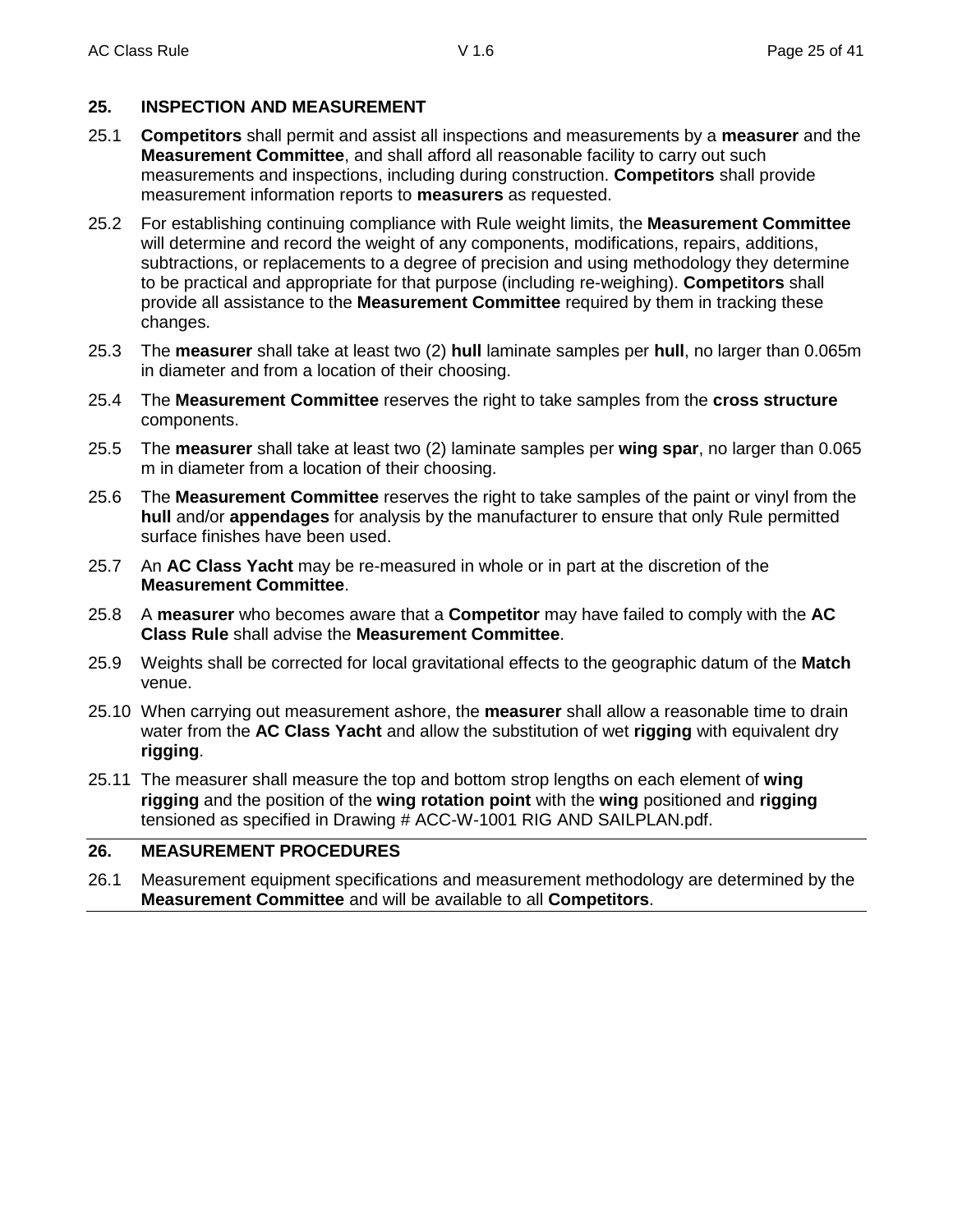## 25. INSPECTION AND MEASUREMENT

25.1 **Competitors** shall permit and assist all inspections and measurements by a **measurer** and the **Measurement Committee**, and shall afford all reasonable facility to carry out such measurements and inspections, including during construction. **Competitors** shall provide measurement information reports to **measurers** as requested.

25.2 For establishing continuing compliance with Rule weight limits, the **Measurement Committee** will determine and record the weight of any components, modifications, repairs, additions, subtractions, or replacements to a degree of precision and using methodology they determine to be practical and appropriate for that purpose (including re-weighing). **Competitors** shall provide all assistance to the **Measurement Committee** required by them in tracking these changes.

25.3 The **measurer** shall take at least two (2) **hull** laminate samples per **hull**, no larger than 0.065m in diameter and from a location of their choosing.

25.4 The **Measurement Committee** reserves the right to take samples from the **cross structure** components.

25.5 The **measurer** shall take at least two (2) laminate samples per **wing spar**, no larger than 0.065 m in diameter from a location of their choosing.

25.6 The **Measurement Committee** reserves the right to take samples of the paint or vinyl from the **hull** and/or **appendages** for analysis by the manufacturer to ensure that only Rule permitted surface finishes have been used.

25.7 An **AC Class Yacht** may be re-measured in whole or in part at the discretion of the **Measurement Committee**.

25.8 A **measurer** who becomes aware that a **Competitor** may have failed to comply with the **AC Class Rule** shall advise the **Measurement Committee**.

25.9 Weights shall be corrected for local gravitational effects to the geographic datum of the **Match** venue.

25.10 When carrying out measurement ashore, the **measurer** shall allow a reasonable time to drain water from the **AC Class Yacht** and allow the substitution of wet **rigging** with equivalent dry **rigging**.

25.11 The measurer shall measure the top and bottom strop lengths on each element of **wing rigging** and the position of the **wing rotation point** with the **wing** positioned and **rigging** tensioned as specified in Drawing # ACC-W-1001 RIG AND SAILPLAN.pdf.

## 26. MEASUREMENT PROCEDURES

26.1 Measurement equipment specifications and measurement methodology are determined by the **Measurement Committee** and will be available to all **Competitors**.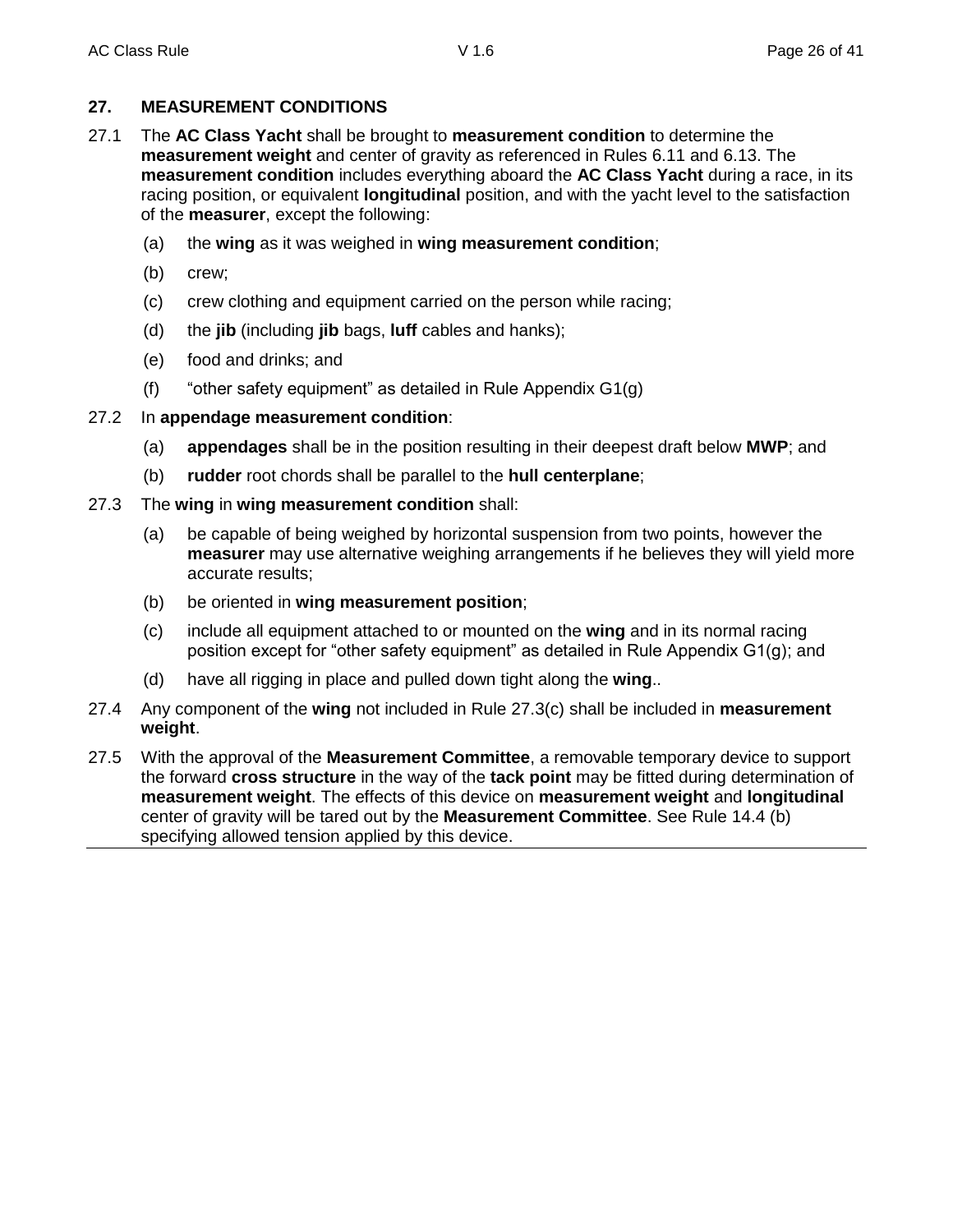## 27. MEASUREMENT CONDITIONS

27.1 The **AC Class Yacht** shall be brought to **measurement condition** to determine the **measurement weight** and center of gravity as referenced in Rules 6.11 and 6.13. The **measurement condition** includes everything aboard the **AC Class Yacht** during a race, in its racing position, or equivalent **longitudinal** position, and with the yacht level to the satisfaction of the **measurer**, except the following:

- (a) the **wing** as it was weighed in **wing measurement condition**;
- (b) crew;
- (c) crew clothing and equipment carried on the person while racing;
- (d) the **jib** (including **jib** bags, **luff** cables and hanks);
- (e) food and drinks; and
- (f) "other safety equipment" as detailed in Rule Appendix G1(g)

27.2 In **appendage measurement condition**:

- (a) **appendages** shall be in the position resulting in their deepest draft below **MWP**; and
- (b) **rudder** root chords shall be parallel to the **hull centerplane**;

27.3 The **wing** in **wing measurement condition** shall:

- (a) be capable of being weighed by horizontal suspension from two points, however the **measurer** may use alternative weighing arrangements if he believes they will yield more accurate results;
- (b) be oriented in **wing measurement position**;
- (c) include all equipment attached to or mounted on the **wing** and in its normal racing position except for "other safety equipment" as detailed in Rule Appendix G1(g); and
- (d) have all rigging in place and pulled down tight along the **wing**..

27.4 Any component of the **wing** not included in Rule 27.3(c) shall be included in **measurement weight**.

27.5 With the approval of the **Measurement Committee**, a removable temporary device to support the forward **cross structure** in the way of the **tack point** may be fitted during determination of **measurement weight**. The effects of this device on **measurement weight** and **longitudinal** center of gravity will be tared out by the **Measurement Committee**. See Rule 14.4 (b) specifying allowed tension applied by this device.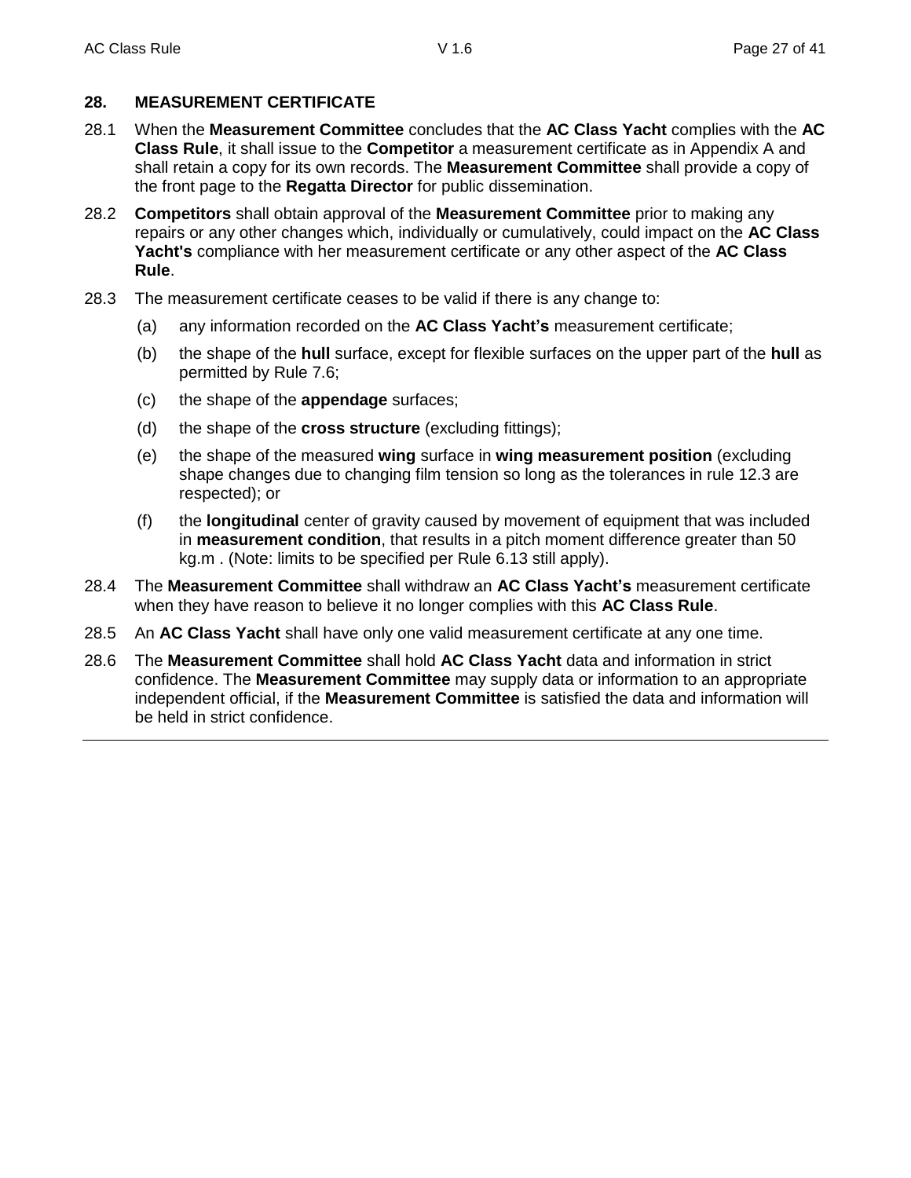## 28. MEASUREMENT CERTIFICATE

28.1 When the **Measurement Committee** concludes that the **AC Class Yacht** complies with the **AC Class Rule**, it shall issue to the **Competitor** a measurement certificate as in Appendix A and shall retain a copy for its own records. The **Measurement Committee** shall provide a copy of the front page to the **Regatta Director** for public dissemination.

28.2 **Competitors** shall obtain approval of the **Measurement Committee** prior to making any repairs or any other changes which, individually or cumulatively, could impact on the **AC Class Yacht's** compliance with her measurement certificate or any other aspect of the **AC Class Rule**.

28.3 The measurement certificate ceases to be valid if there is any change to:

- (a) any information recorded on the **AC Class Yacht's** measurement certificate;
- (b) the shape of the **hull** surface, except for flexible surfaces on the upper part of the **hull** as permitted by Rule 7.6;
- (c) the shape of the **appendage** surfaces;
- (d) the shape of the **cross structure** (excluding fittings);
- (e) the shape of the measured **wing** surface in **wing measurement position** (excluding shape changes due to changing film tension so long as the tolerances in rule 12.3 are respected); or
- (f) the **longitudinal** center of gravity caused by movement of equipment that was included in **measurement condition**, that results in a pitch moment difference greater than 50 kg.m . (Note: limits to be specified per Rule 6.13 still apply).

28.4 The **Measurement Committee** shall withdraw an **AC Class Yacht's** measurement certificate when they have reason to believe it no longer complies with this **AC Class Rule**.

28.5 An **AC Class Yacht** shall have only one valid measurement certificate at any one time.

28.6 The **Measurement Committee** shall hold **AC Class Yacht** data and information in strict confidence. The **Measurement Committee** may supply data or information to an appropriate independent official, if the **Measurement Committee** is satisfied the data and information will be held in strict confidence.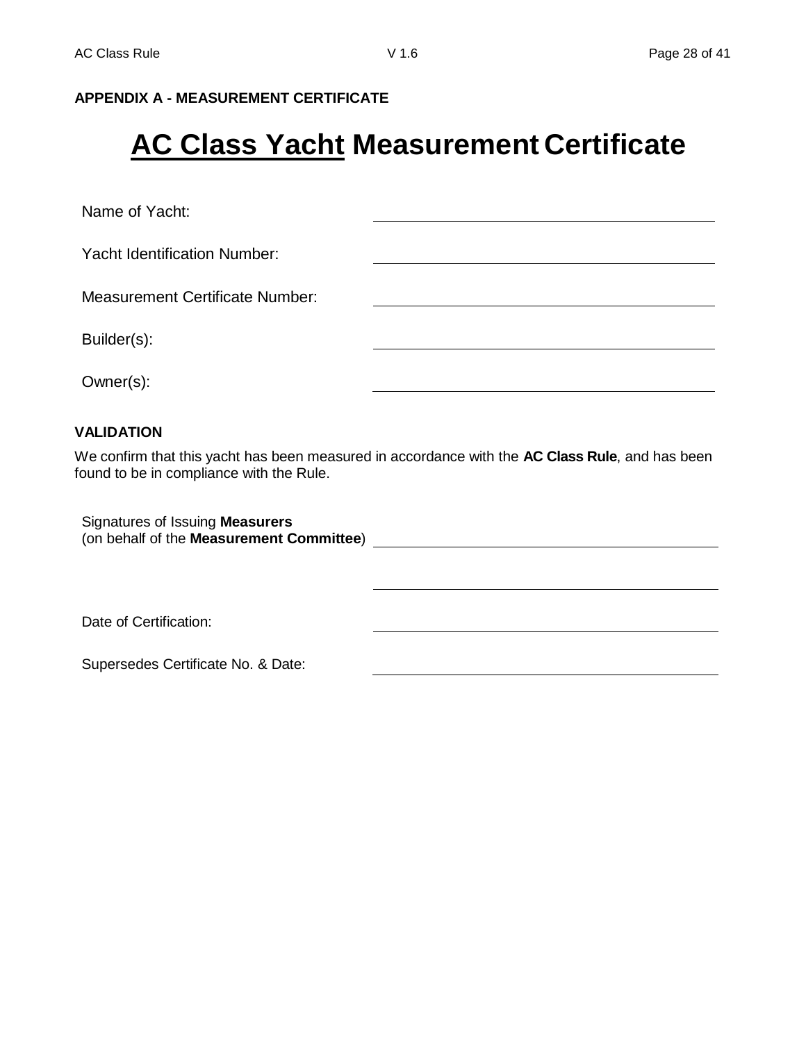**APPENDIX A - MEASUREMENT CERTIFICATE**

# AC Class Yacht Measurement Certificate

| | |
|---|---|
| Name of Yacht: | ______________________ |
| Yacht Identification Number: | ______________________ |
| Measurement Certificate Number: | ______________________ |
| Builder(s): | ______________________ |
| Owner(s): | ______________________ |

**VALIDATION**

We confirm that this yacht has been measured in accordance with the **AC Class Rule**, and has been found to be in compliance with the Rule.

| | |
|---|---|
| Signatures of Issuing **Measurers** (on behalf of the **Measurement Committee**) | ______________________ |
| | ______________________ |
| Date of Certification: | ______________________ |
| Supersedes Certificate No. & Date: | ______________________ |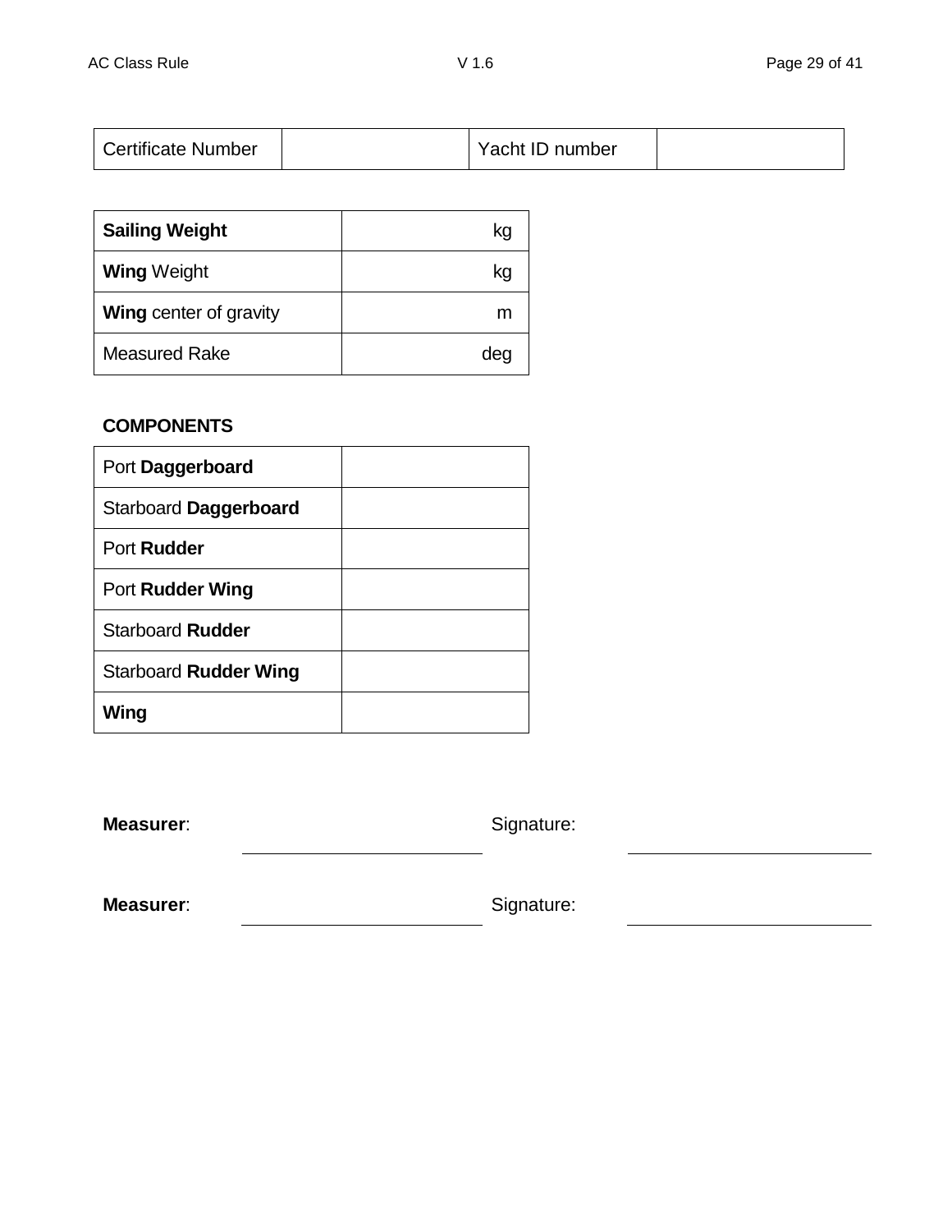| Certificate Number | | Yacht ID number | |
|---|---|---|---|

| **Sailing Weight** | kg |
|---|---|
| **Wing** Weight | kg |
| **Wing** center of gravity | m |
| Measured Rake | deg |

**COMPONENTS**

| Port **Daggerboard** | |
|---|---|
| Starboard **Daggerboard** | |
| Port **Rudder** | |
| Port **Rudder Wing** | |
| Starboard **Rudder** | |
| Starboard **Rudder Wing** | |
| **Wing** | |

**Measurer**: ______________________ Signature: ______________________

**Measurer**: ______________________ Signature: ______________________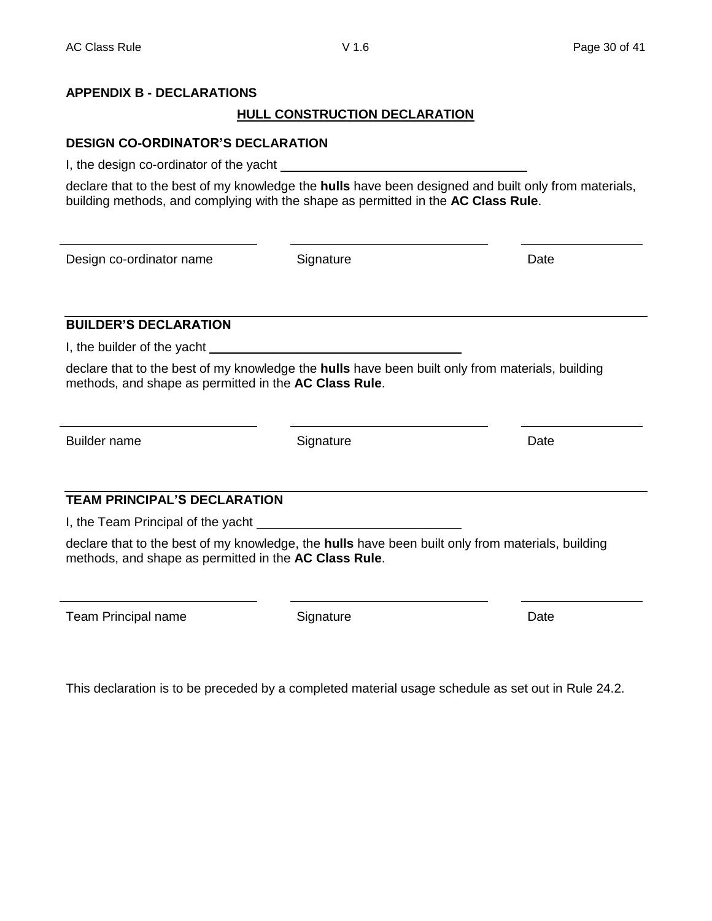## APPENDIX B - DECLARATIONS

### HULL CONSTRUCTION DECLARATION

#### DESIGN CO-ORDINATOR'S DECLARATION

I, the design co-ordinator of the yacht ______________________________

declare that to the best of my knowledge the **hulls** have been designed and built only from materials, building methods, and complying with the shape as permitted in the **AC Class Rule**.

| ______________________ | ______________________ | ______________ |
|---|---|---|
| Design co-ordinator name | Signature | Date |

#### BUILDER'S DECLARATION

I, the builder of the yacht ______________________________

declare that to the best of my knowledge the **hulls** have been built only from materials, building methods, and shape as permitted in the **AC Class Rule**.

| ______________________ | ______________________ | ______________ |
|---|---|---|
| Builder name | Signature | Date |

#### TEAM PRINCIPAL'S DECLARATION

I, the Team Principal of the yacht ______________________________

declare that to the best of my knowledge, the **hulls** have been built only from materials, building methods, and shape as permitted in the **AC Class Rule**.

| ______________________ | ______________________ | ______________ |
|---|---|---|
| Team Principal name | Signature | Date |

This declaration is to be preceded by a completed material usage schedule as set out in Rule 24.2.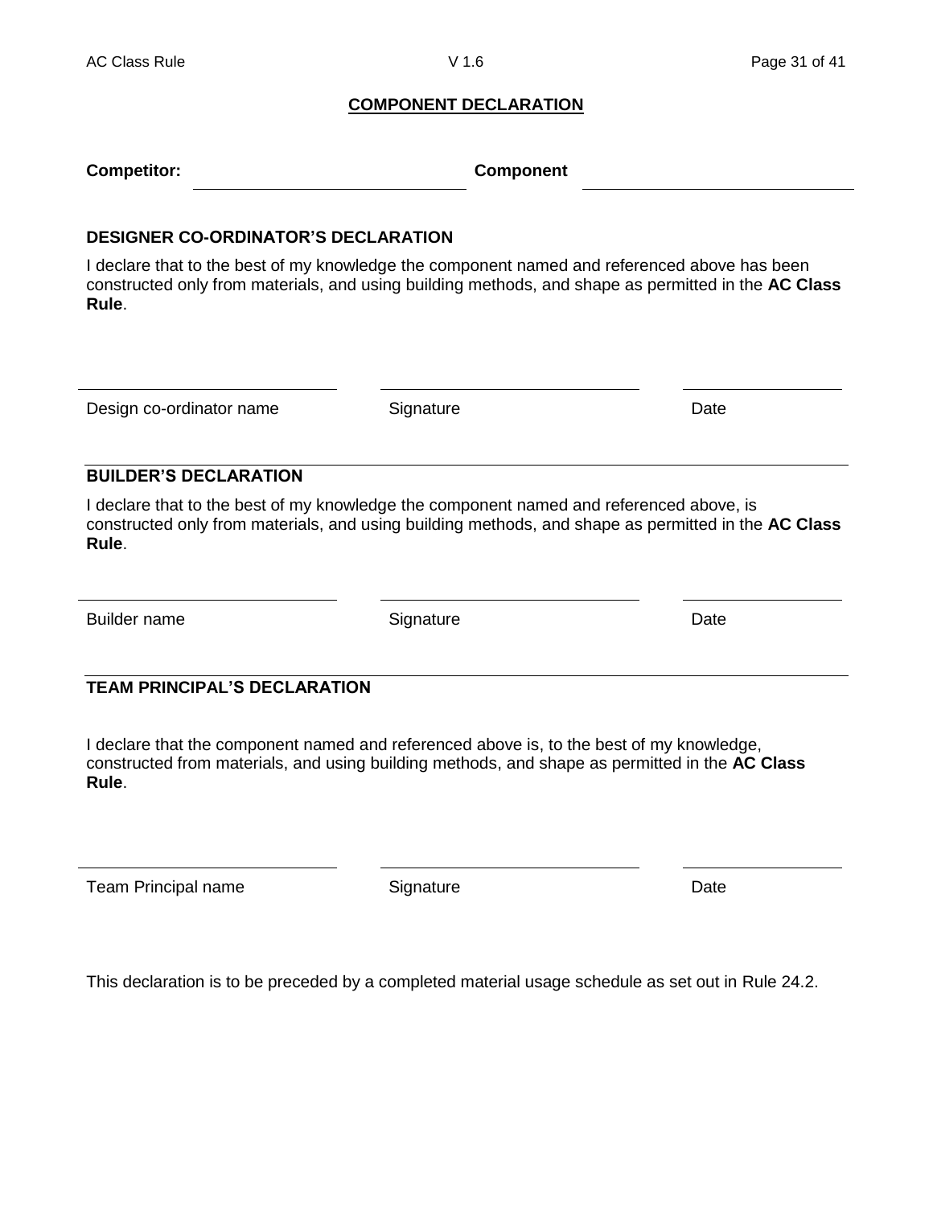## COMPONENT DECLARATION

**Competitor:** ______________________ **Component** ______________________

### DESIGNER CO-ORDINATOR'S DECLARATION

I declare that to the best of my knowledge the component named and referenced above has been constructed only from materials, and using building methods, and shape as permitted in the **AC Class Rule**.

| ______________________ | ______________________ | ______________ |
|---|---|---|
| Design co-ordinator name | Signature | Date |

### BUILDER'S DECLARATION

I declare that to the best of my knowledge the component named and referenced above, is constructed only from materials, and using building methods, and shape as permitted in the **AC Class Rule**.

| ______________________ | ______________________ | ______________ |
|---|---|---|
| Builder name | Signature | Date |

### TEAM PRINCIPAL'S DECLARATION

I declare that the component named and referenced above is, to the best of my knowledge, constructed from materials, and using building methods, and shape as permitted in the **AC Class Rule**.

| ______________________ | ______________________ | ______________ |
|---|---|---|
| Team Principal name | Signature | Date |

This declaration is to be preceded by a completed material usage schedule as set out in Rule 24.2.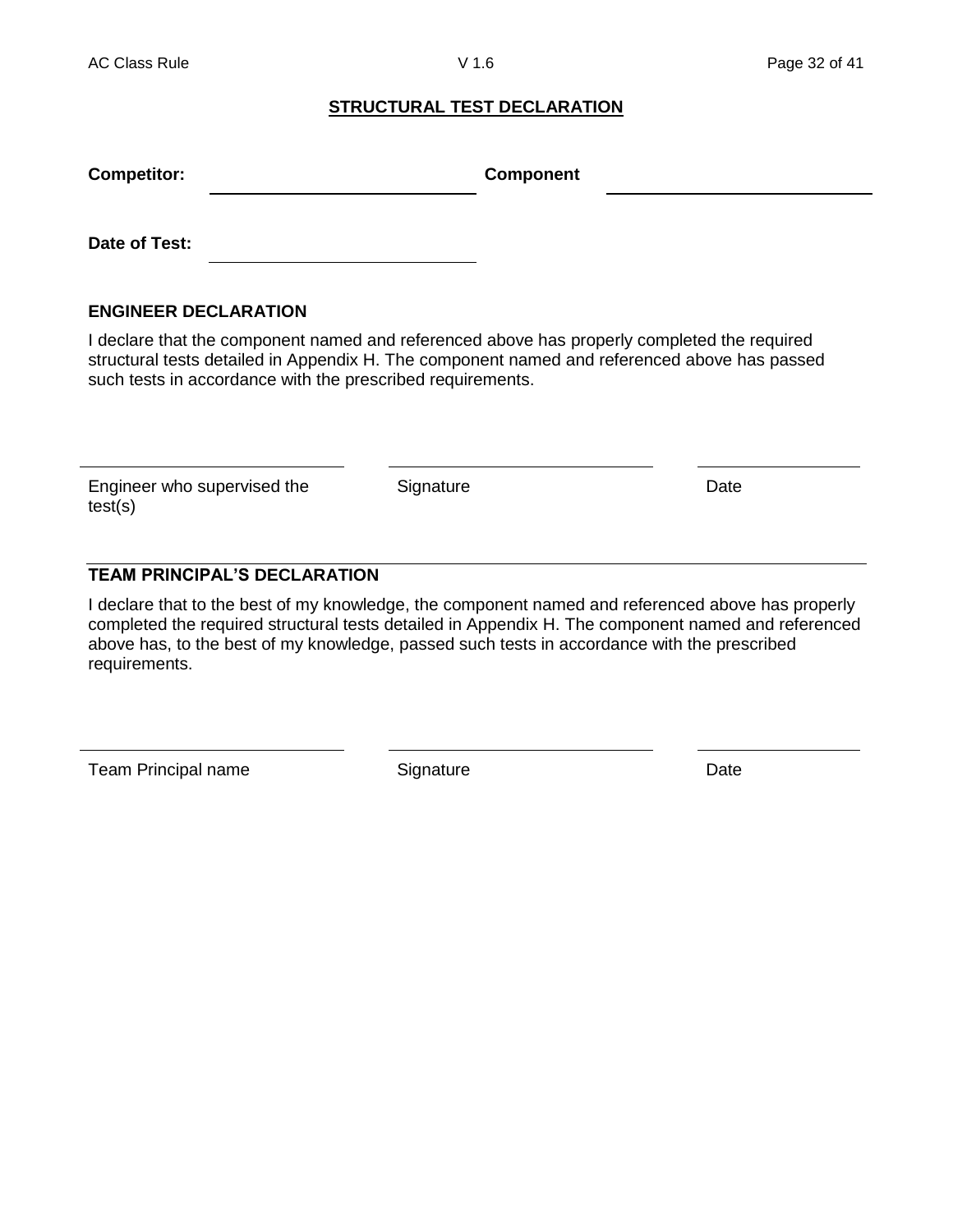## STRUCTURAL TEST DECLARATION

**Competitor:** \_\_\_\_\_\_\_\_\_\_\_\_\_\_\_\_\_\_\_\_\_\_\_\_ **Component** \_\_\_\_\_\_\_\_\_\_\_\_\_\_\_\_\_\_\_\_\_\_\_\_

**Date of Test:** \_\_\_\_\_\_\_\_\_\_\_\_\_\_\_\_\_\_\_\_\_\_\_\_

### ENGINEER DECLARATION

I declare that the component named and referenced above has properly completed the required structural tests detailed in Appendix H. The component named and referenced above has passed such tests in accordance with the prescribed requirements.

| \_\_\_\_\_\_\_\_\_\_\_\_\_\_\_\_\_\_\_\_\_\_\_\_ | \_\_\_\_\_\_\_\_\_\_\_\_\_\_\_\_\_\_\_\_\_\_\_\_ | \_\_\_\_\_\_\_\_\_\_\_\_\_\_\_ |
|---|---|---|
| Engineer who supervised the test(s) | Signature | Date |

### TEAM PRINCIPAL'S DECLARATION

I declare that to the best of my knowledge, the component named and referenced above has properly completed the required structural tests detailed in Appendix H. The component named and referenced above has, to the best of my knowledge, passed such tests in accordance with the prescribed requirements.

| \_\_\_\_\_\_\_\_\_\_\_\_\_\_\_\_\_\_\_\_\_\_\_\_ | \_\_\_\_\_\_\_\_\_\_\_\_\_\_\_\_\_\_\_\_\_\_\_\_ | \_\_\_\_\_\_\_\_\_\_\_\_\_\_\_ |
|---|---|---|
| Team Principal name | Signature | Date |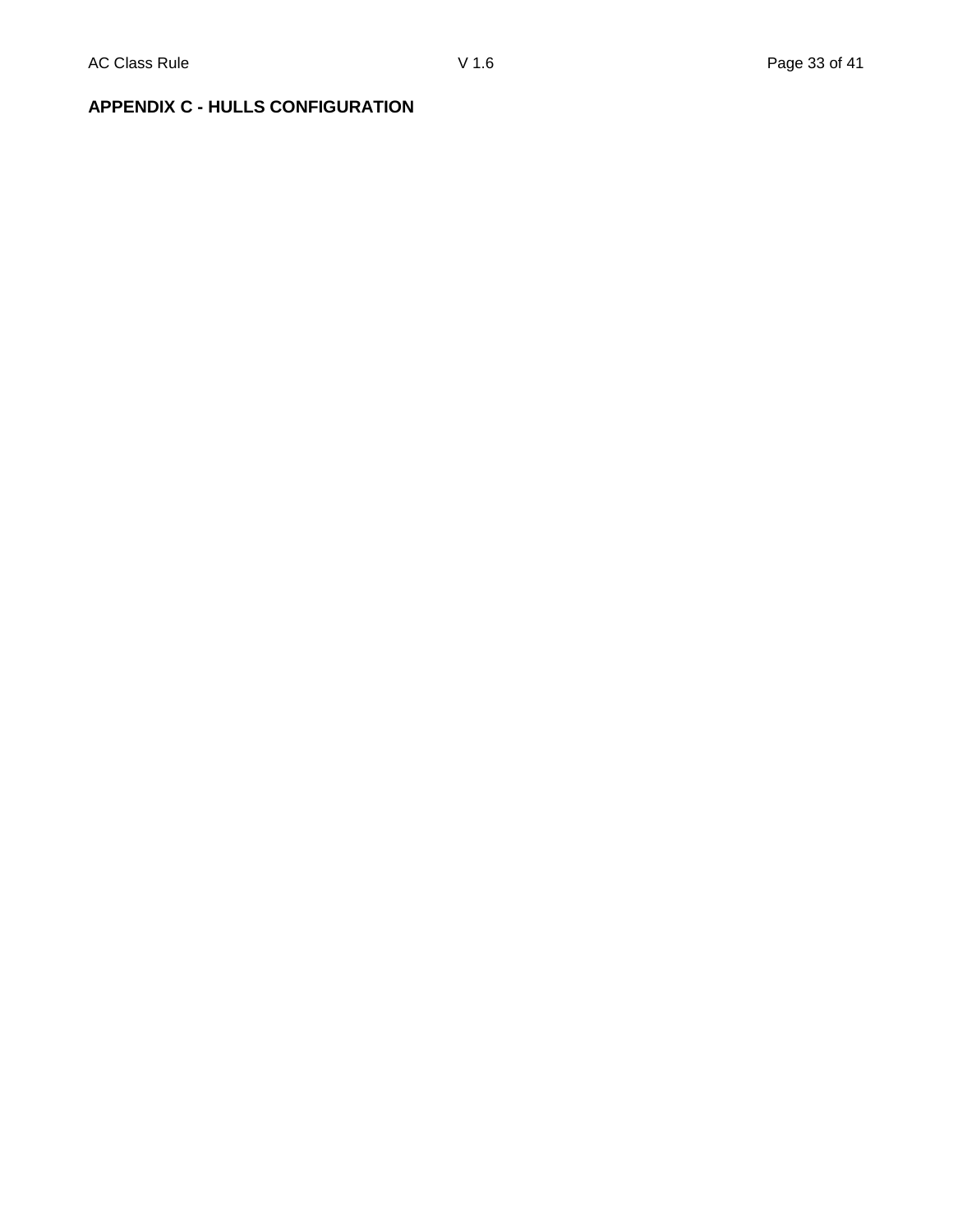## APPENDIX C - HULLS CONFIGURATION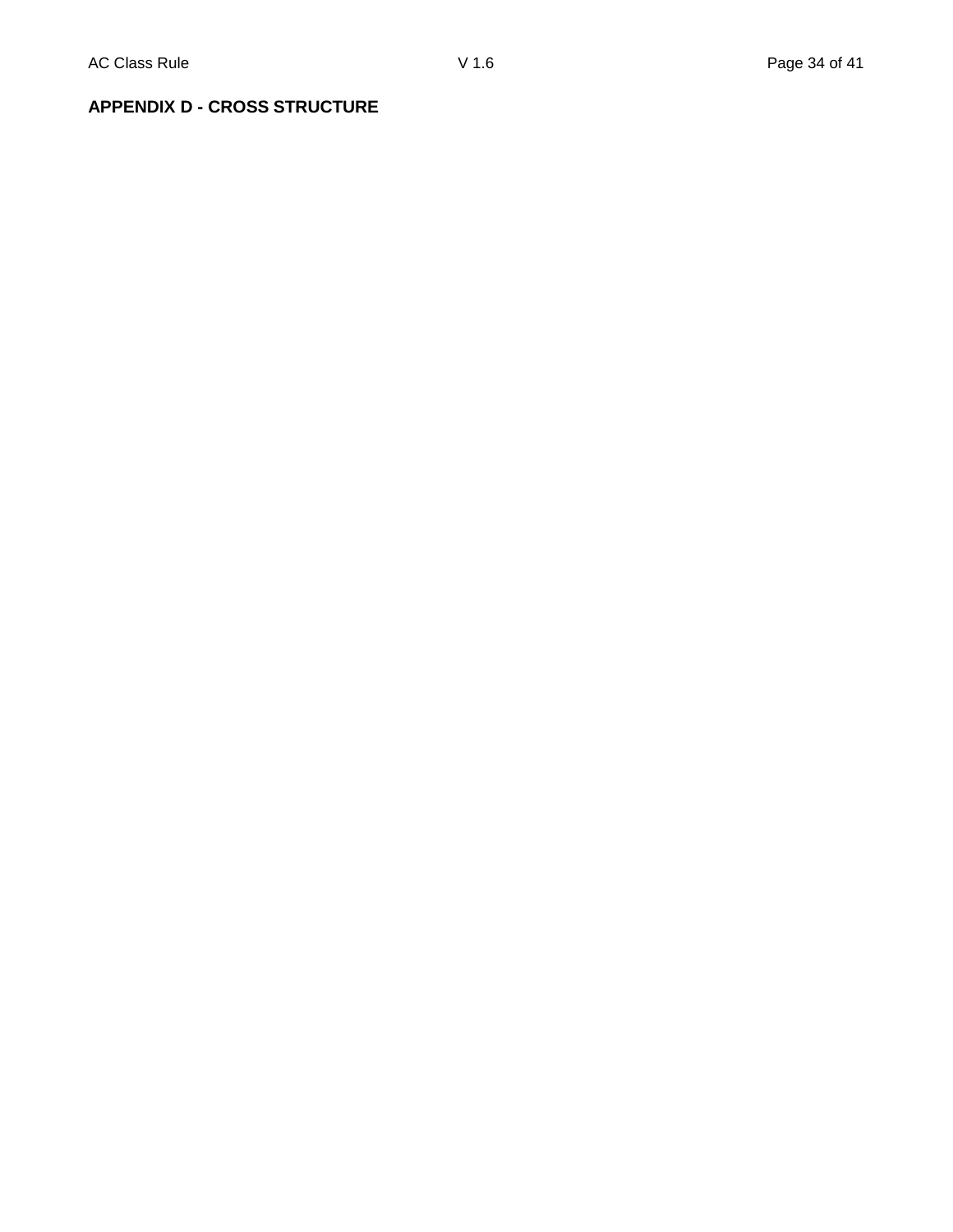**APPENDIX D - CROSS STRUCTURE**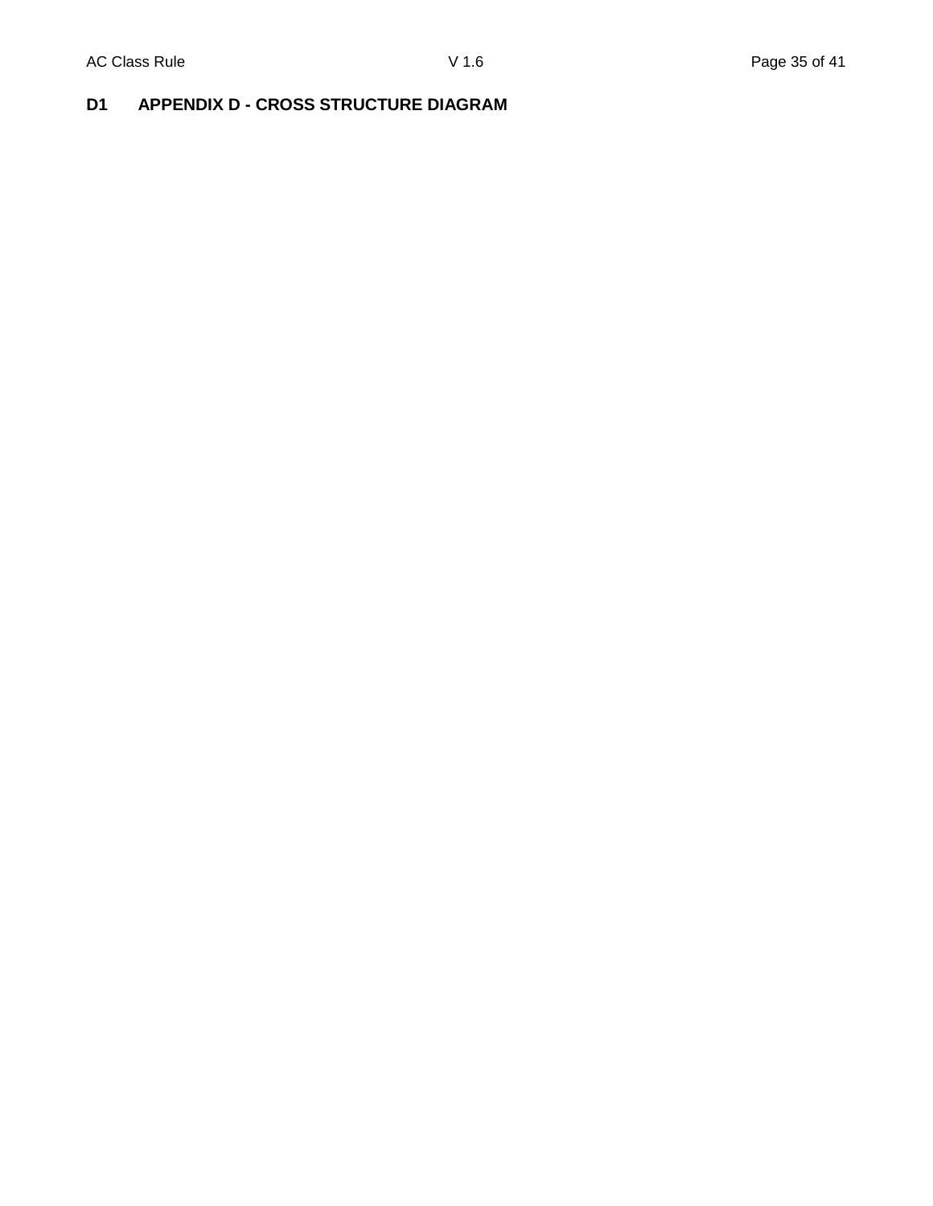## D1 APPENDIX D - CROSS STRUCTURE DIAGRAM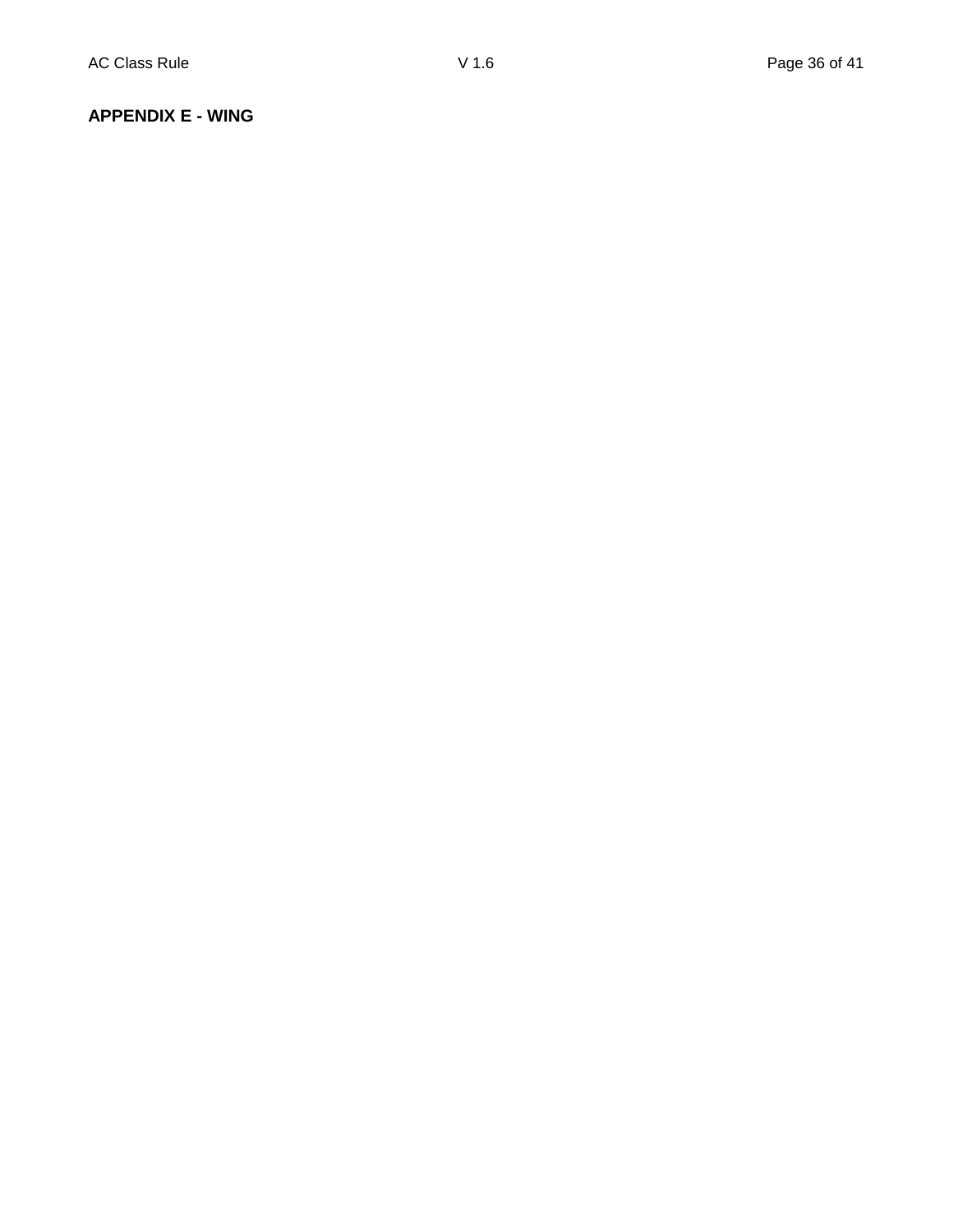**APPENDIX E - WING**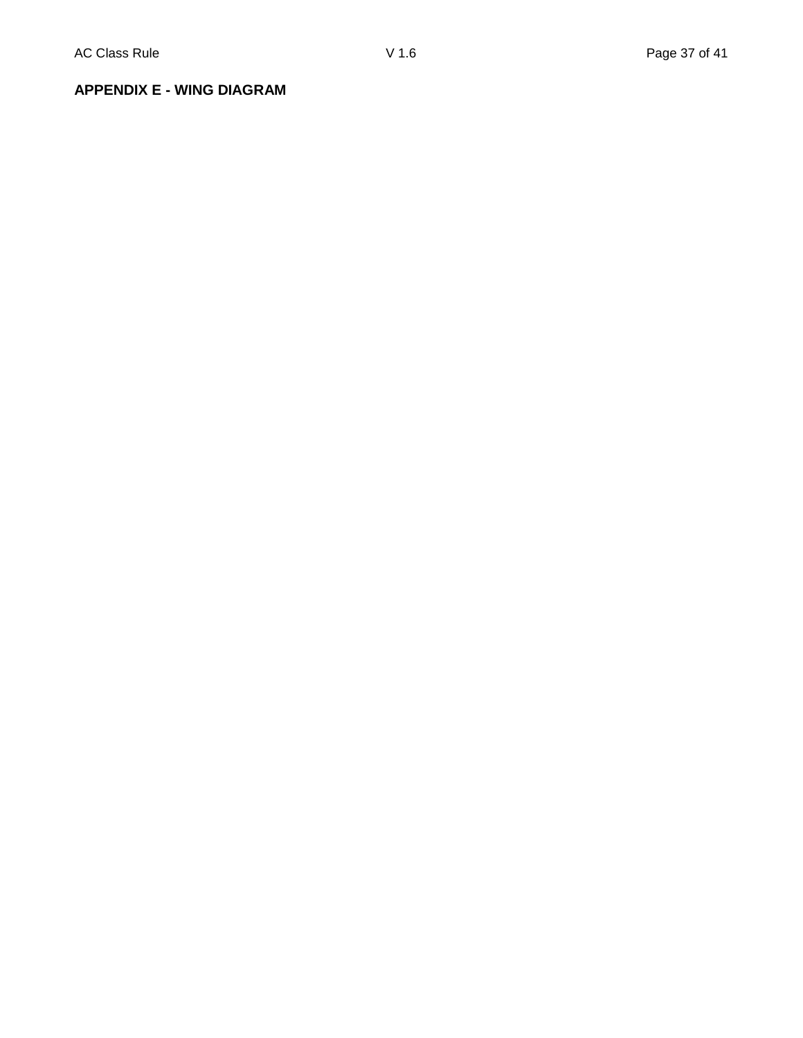**APPENDIX E - WING DIAGRAM**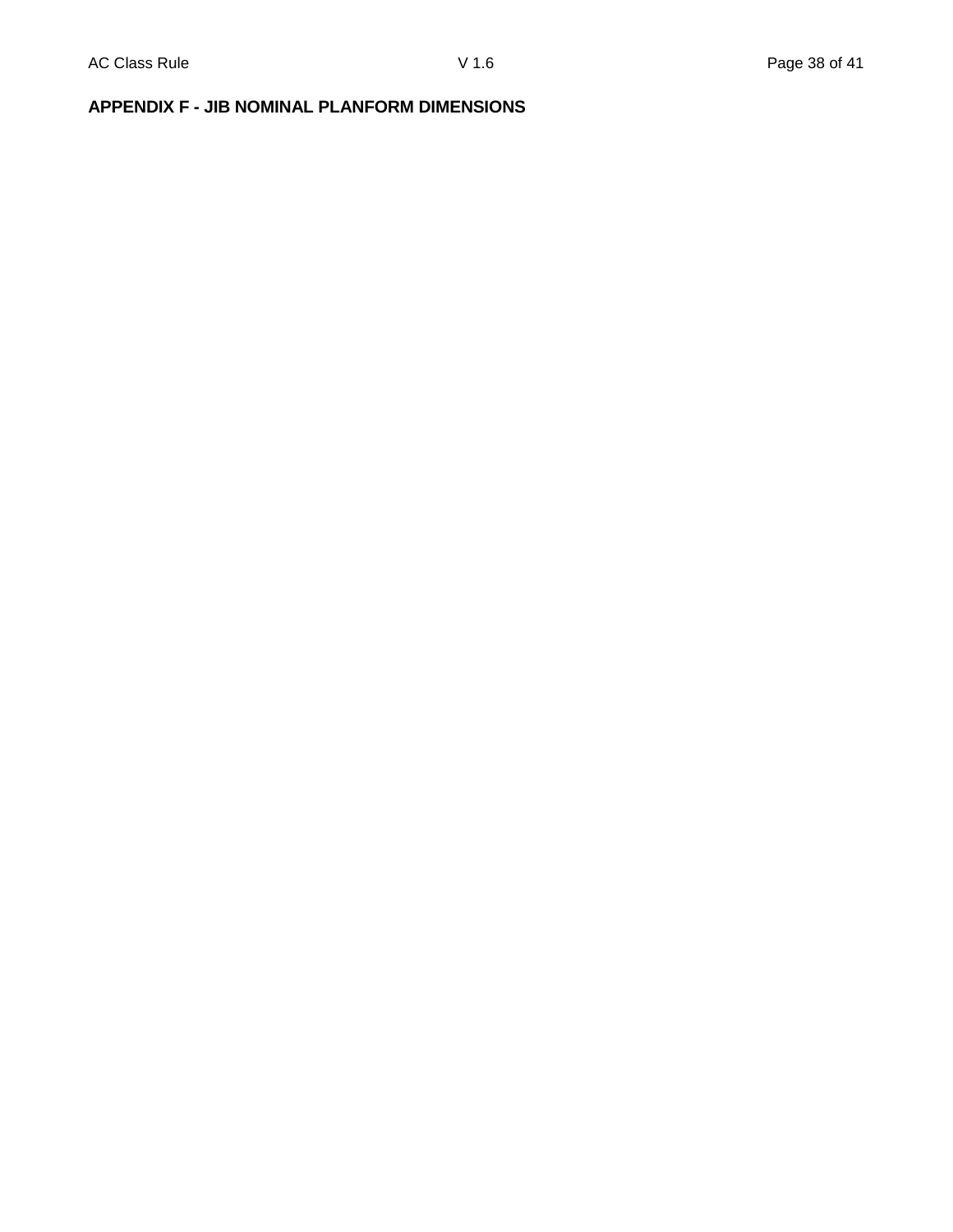## APPENDIX F - JIB NOMINAL PLANFORM DIMENSIONS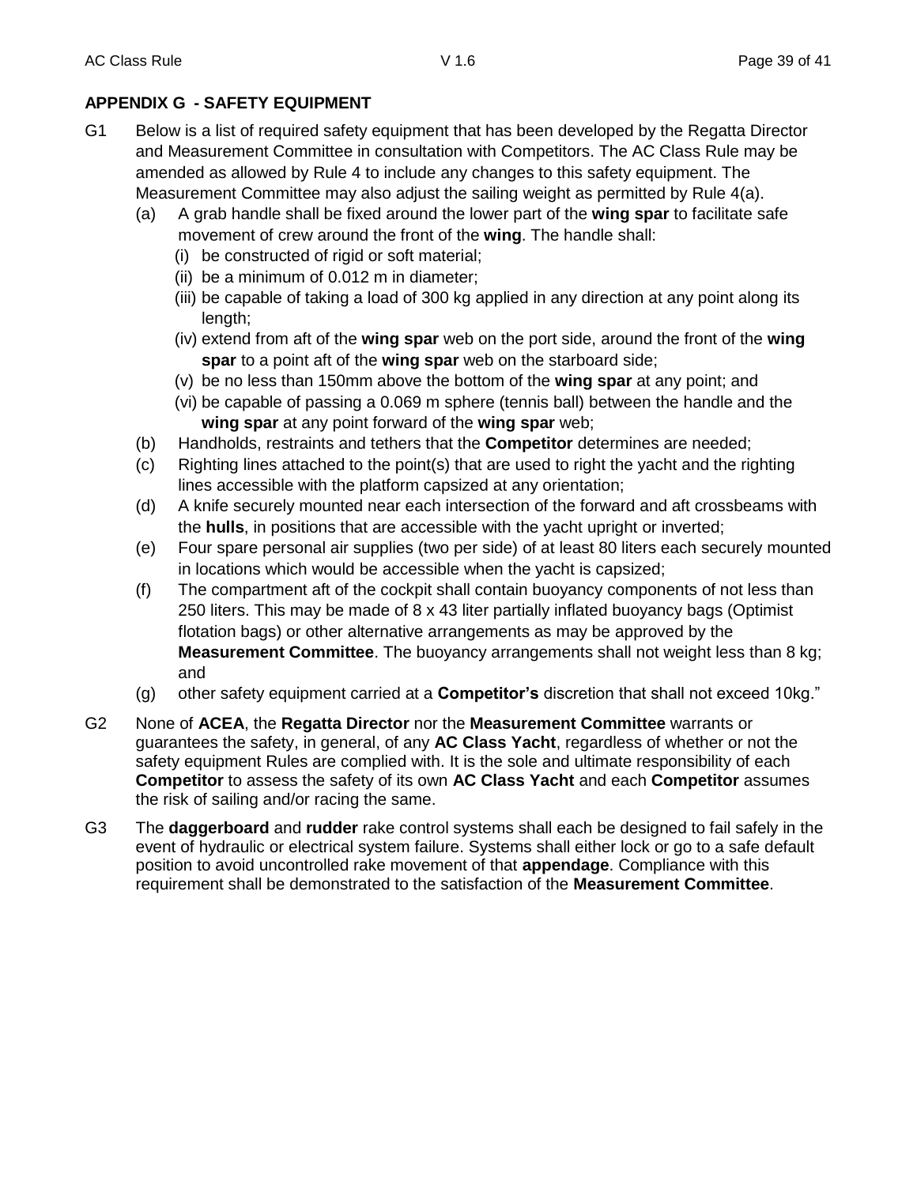## APPENDIX G - SAFETY EQUIPMENT

G1 Below is a list of required safety equipment that has been developed by the Regatta Director and Measurement Committee in consultation with Competitors. The AC Class Rule may be amended as allowed by Rule 4 to include any changes to this safety equipment. The Measurement Committee may also adjust the sailing weight as permitted by Rule 4(a).

- (a) A grab handle shall be fixed around the lower part of the **wing spar** to facilitate safe movement of crew around the front of the **wing**. The handle shall:
  - (i) be constructed of rigid or soft material;
  - (ii) be a minimum of 0.012 m in diameter;
  - (iii) be capable of taking a load of 300 kg applied in any direction at any point along its length;
  - (iv) extend from aft of the **wing spar** web on the port side, around the front of the **wing spar** to a point aft of the **wing spar** web on the starboard side;
  - (v) be no less than 150mm above the bottom of the **wing spar** at any point; and
  - (vi) be capable of passing a 0.069 m sphere (tennis ball) between the handle and the **wing spar** at any point forward of the **wing spar** web;
- (b) Handholds, restraints and tethers that the **Competitor** determines are needed;
- (c) Righting lines attached to the point(s) that are used to right the yacht and the righting lines accessible with the platform capsized at any orientation;
- (d) A knife securely mounted near each intersection of the forward and aft crossbeams with the **hulls**, in positions that are accessible with the yacht upright or inverted;
- (e) Four spare personal air supplies (two per side) of at least 80 liters each securely mounted in locations which would be accessible when the yacht is capsized;
- (f) The compartment aft of the cockpit shall contain buoyancy components of not less than 250 liters. This may be made of 8 x 43 liter partially inflated buoyancy bags (Optimist flotation bags) or other alternative arrangements as may be approved by the **Measurement Committee**. The buoyancy arrangements shall not weight less than 8 kg; and
- (g) other safety equipment carried at a **Competitor's** discretion that shall not exceed 10kg."

G2 None of **ACEA**, the **Regatta Director** nor the **Measurement Committee** warrants or guarantees the safety, in general, of any **AC Class Yacht**, regardless of whether or not the safety equipment Rules are complied with. It is the sole and ultimate responsibility of each **Competitor** to assess the safety of its own **AC Class Yacht** and each **Competitor** assumes the risk of sailing and/or racing the same.

G3 The **daggerboard** and **rudder** rake control systems shall each be designed to fail safely in the event of hydraulic or electrical system failure. Systems shall either lock or go to a safe default position to avoid uncontrolled rake movement of that **appendage**. Compliance with this requirement shall be demonstrated to the satisfaction of the **Measurement Committee**.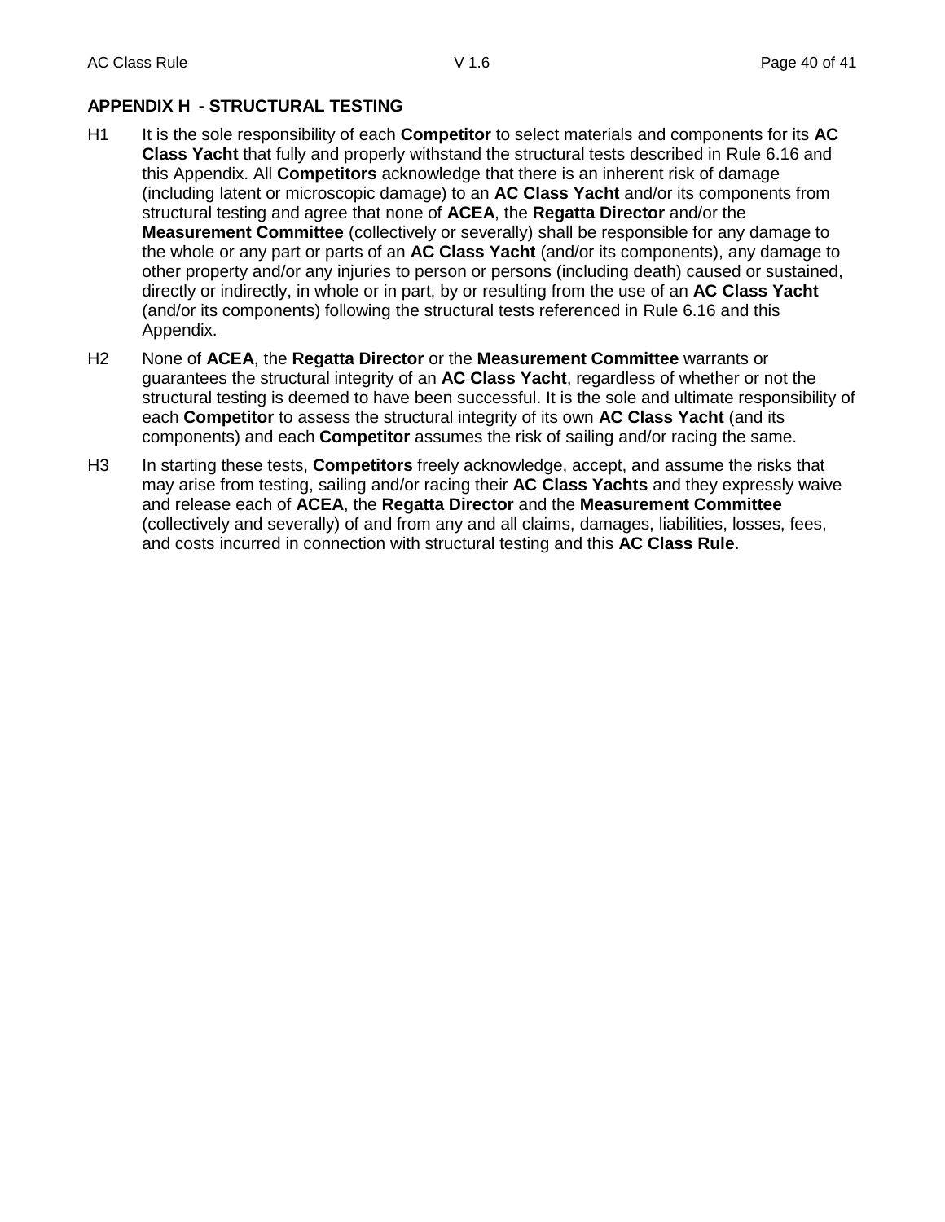## APPENDIX H - STRUCTURAL TESTING

H1 It is the sole responsibility of each **Competitor** to select materials and components for its **AC Class Yacht** that fully and properly withstand the structural tests described in Rule 6.16 and this Appendix. All **Competitors** acknowledge that there is an inherent risk of damage (including latent or microscopic damage) to an **AC Class Yacht** and/or its components from structural testing and agree that none of **ACEA**, the **Regatta Director** and/or the **Measurement Committee** (collectively or severally) shall be responsible for any damage to the whole or any part or parts of an **AC Class Yacht** (and/or its components), any damage to other property and/or any injuries to person or persons (including death) caused or sustained, directly or indirectly, in whole or in part, by or resulting from the use of an **AC Class Yacht** (and/or its components) following the structural tests referenced in Rule 6.16 and this Appendix.

H2 None of **ACEA**, the **Regatta Director** or the **Measurement Committee** warrants or guarantees the structural integrity of an **AC Class Yacht**, regardless of whether or not the structural testing is deemed to have been successful. It is the sole and ultimate responsibility of each **Competitor** to assess the structural integrity of its own **AC Class Yacht** (and its components) and each **Competitor** assumes the risk of sailing and/or racing the same.

H3 In starting these tests, **Competitors** freely acknowledge, accept, and assume the risks that may arise from testing, sailing and/or racing their **AC Class Yachts** and they expressly waive and release each of **ACEA**, the **Regatta Director** and the **Measurement Committee** (collectively and severally) of and from any and all claims, damages, liabilities, losses, fees, and costs incurred in connection with structural testing and this **AC Class Rule**.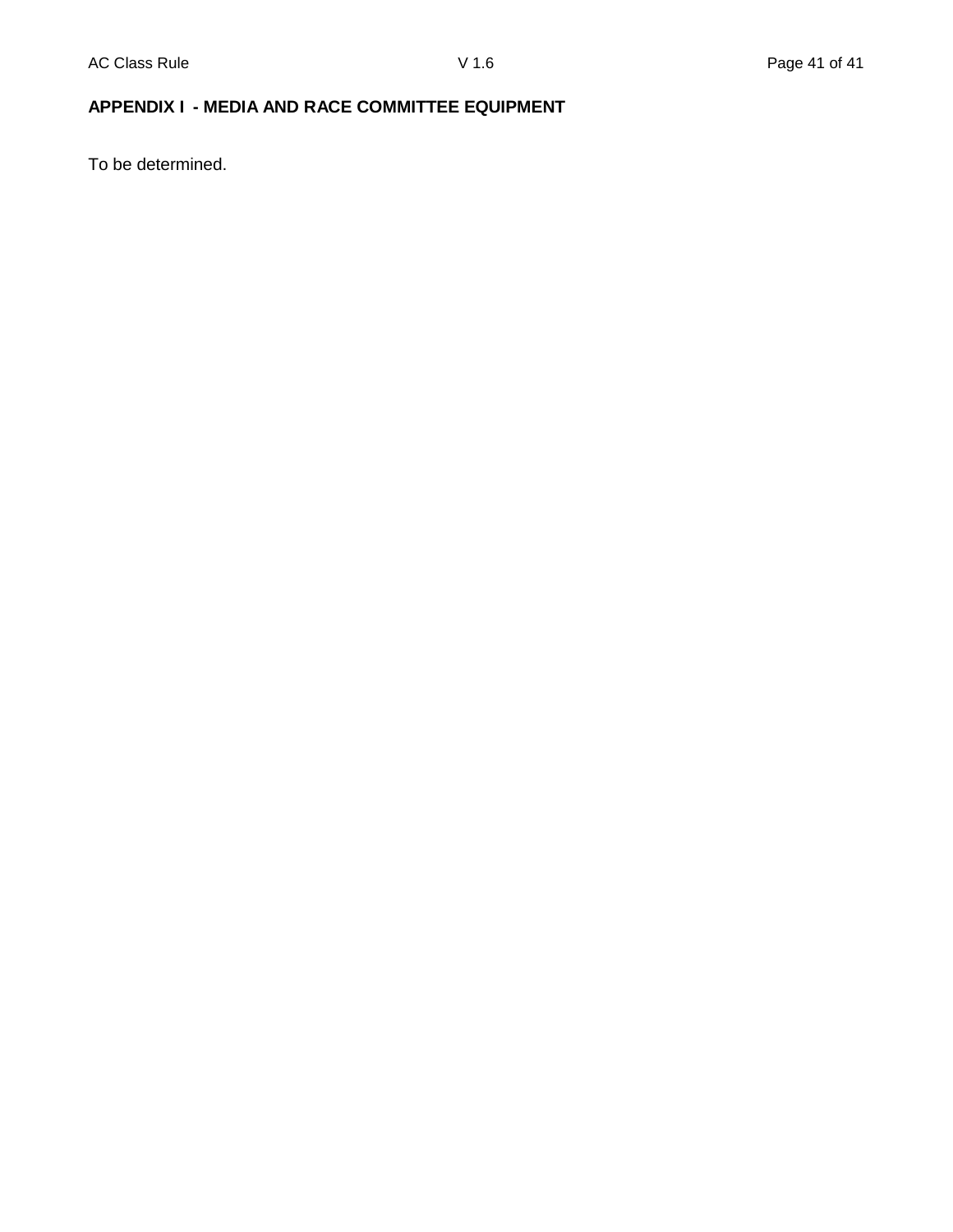## APPENDIX I - MEDIA AND RACE COMMITTEE EQUIPMENT

To be determined.